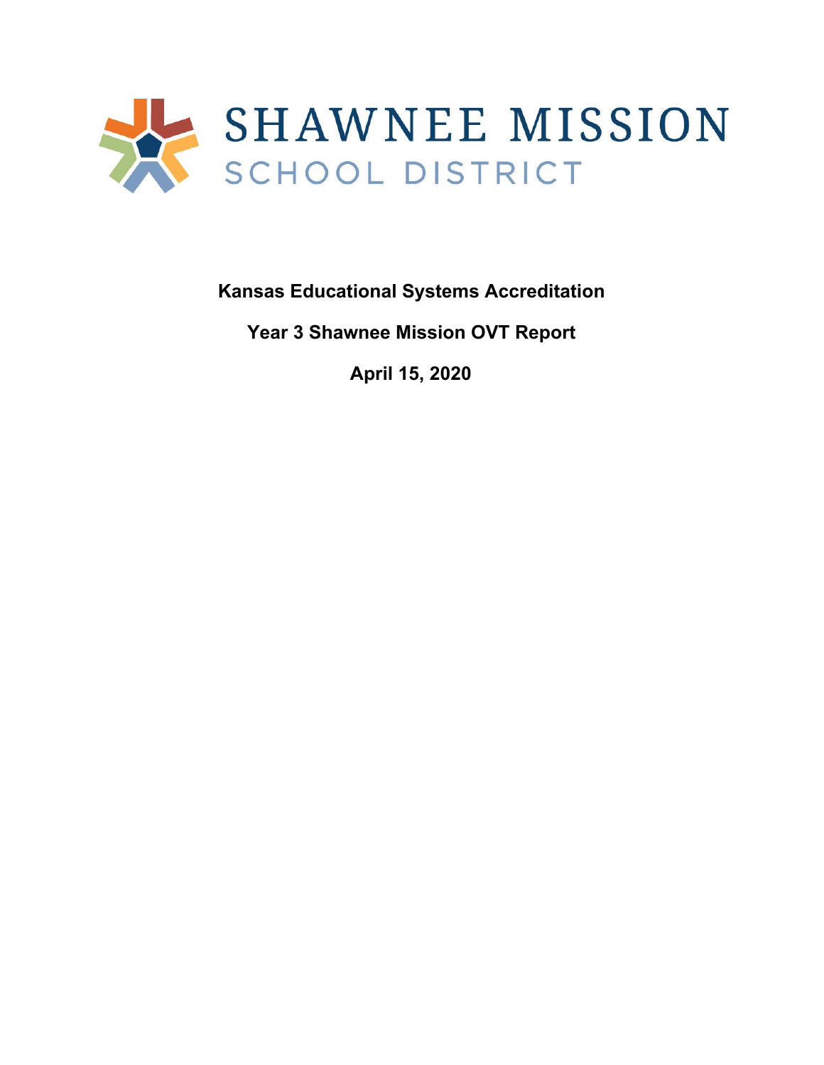# SHAWNEE MISSION
## SCHOOL DISTRICT

**Kansas Educational Systems Accreditation**

**Year 3 Shawnee Mission OVT Report**

**April 15, 2020**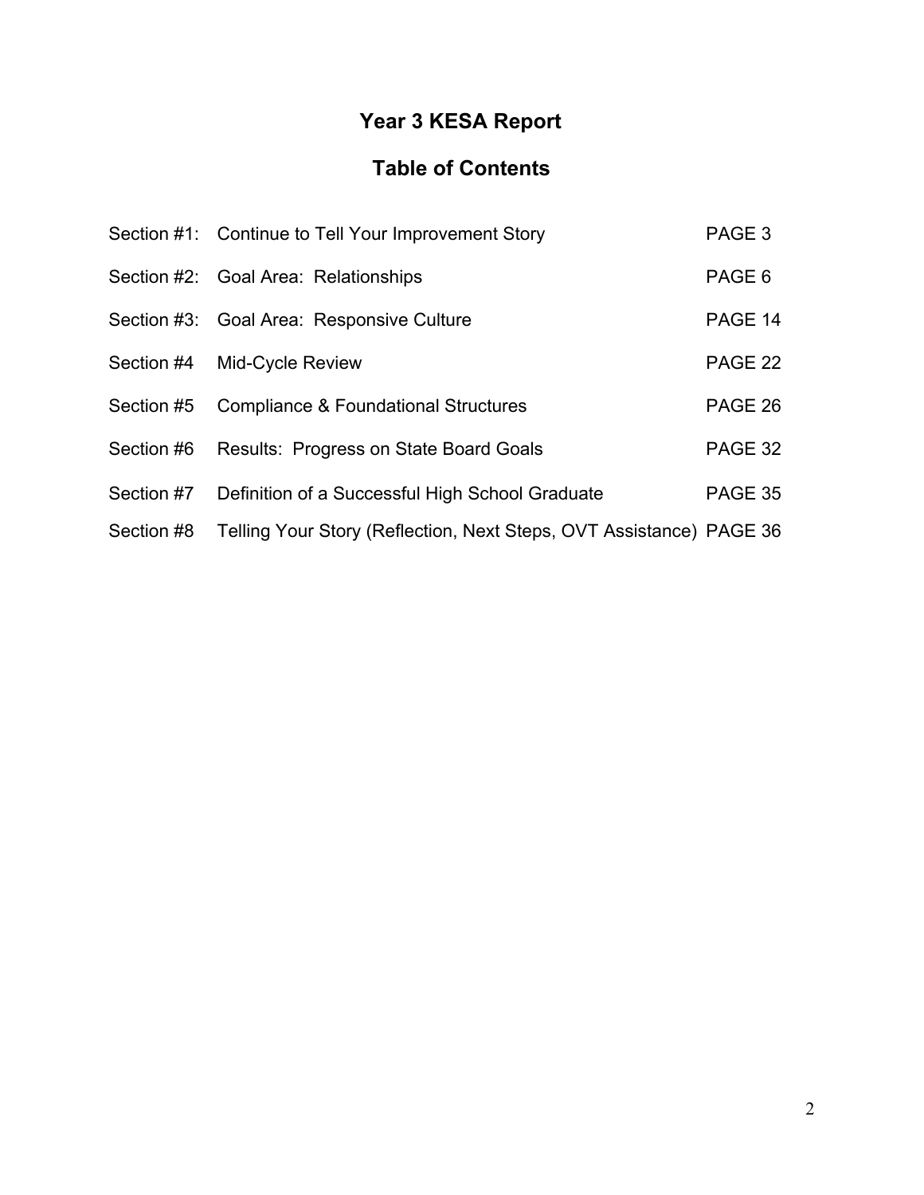# Year 3 KESA Report

## Table of Contents

| | | |
|---|---|---|
| Section #1: | Continue to Tell Your Improvement Story | PAGE 3 |
| Section #2: | Goal Area: Relationships | PAGE 6 |
| Section #3: | Goal Area: Responsive Culture | PAGE 14 |
| Section #4 | Mid-Cycle Review | PAGE 22 |
| Section #5 | Compliance & Foundational Structures | PAGE 26 |
| Section #6 | Results: Progress on State Board Goals | PAGE 32 |
| Section #7 | Definition of a Successful High School Graduate | PAGE 35 |
| Section #8 | Telling Your Story (Reflection, Next Steps, OVT Assistance) | PAGE 36 |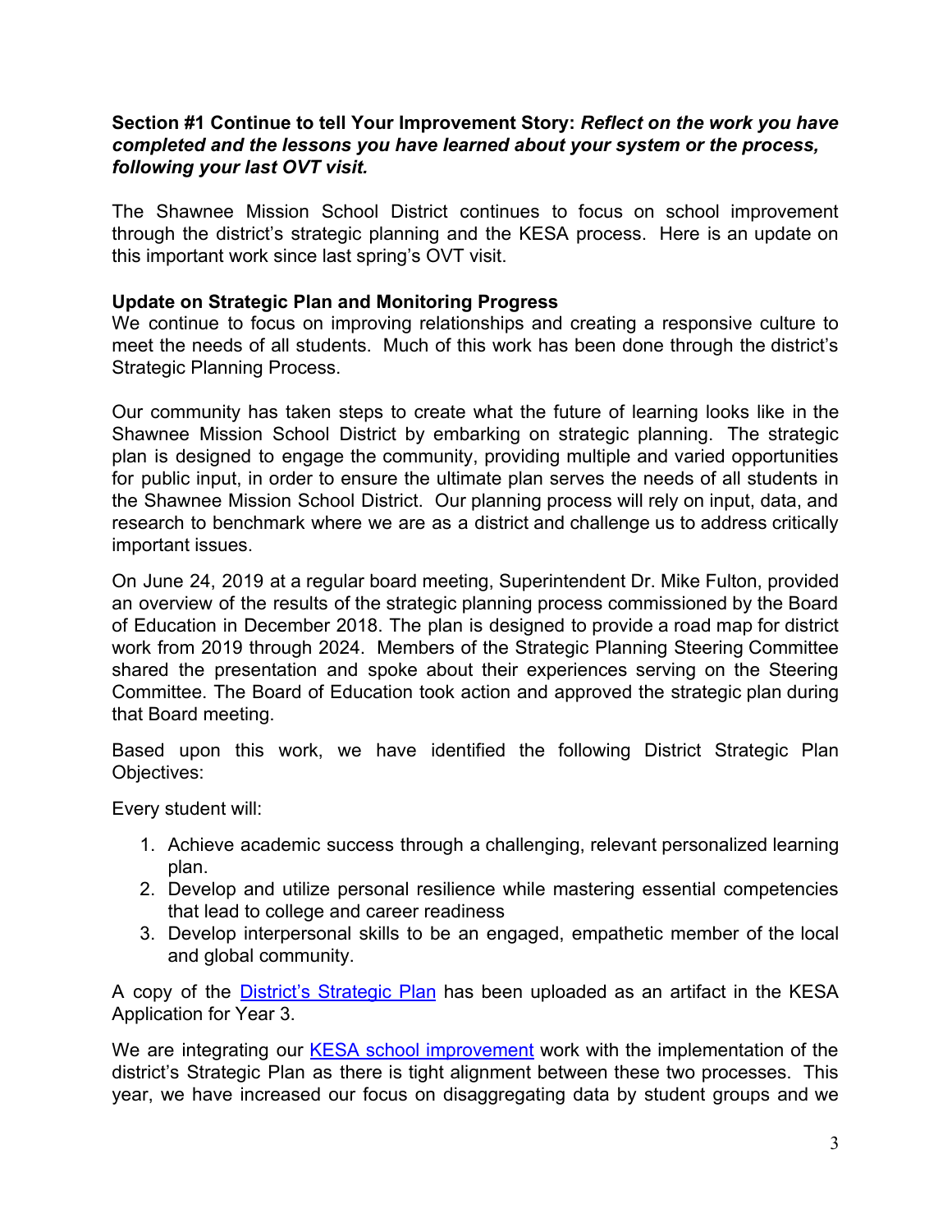**Section #1 Continue to tell Your Improvement Story:** ***Reflect on the work you have completed and the lessons you have learned about your system or the process, following your last OVT visit.***

The Shawnee Mission School District continues to focus on school improvement through the district's strategic planning and the KESA process. Here is an update on this important work since last spring's OVT visit.

**Update on Strategic Plan and Monitoring Progress**

We continue to focus on improving relationships and creating a responsive culture to meet the needs of all students. Much of this work has been done through the district's Strategic Planning Process.

Our community has taken steps to create what the future of learning looks like in the Shawnee Mission School District by embarking on strategic planning. The strategic plan is designed to engage the community, providing multiple and varied opportunities for public input, in order to ensure the ultimate plan serves the needs of all students in the Shawnee Mission School District. Our planning process will rely on input, data, and research to benchmark where we are as a district and challenge us to address critically important issues.

On June 24, 2019 at a regular board meeting, Superintendent Dr. Mike Fulton, provided an overview of the results of the strategic planning process commissioned by the Board of Education in December 2018. The plan is designed to provide a road map for district work from 2019 through 2024. Members of the Strategic Planning Steering Committee shared the presentation and spoke about their experiences serving on the Steering Committee. The Board of Education took action and approved the strategic plan during that Board meeting.

Based upon this work, we have identified the following District Strategic Plan Objectives:

Every student will:

1. Achieve academic success through a challenging, relevant personalized learning plan.
2. Develop and utilize personal resilience while mastering essential competencies that lead to college and career readiness
3. Develop interpersonal skills to be an engaged, empathetic member of the local and global community.

A copy of the District's Strategic Plan has been uploaded as an artifact in the KESA Application for Year 3.

We are integrating our KESA school improvement work with the implementation of the district's Strategic Plan as there is tight alignment between these two processes. This year, we have increased our focus on disaggregating data by student groups and we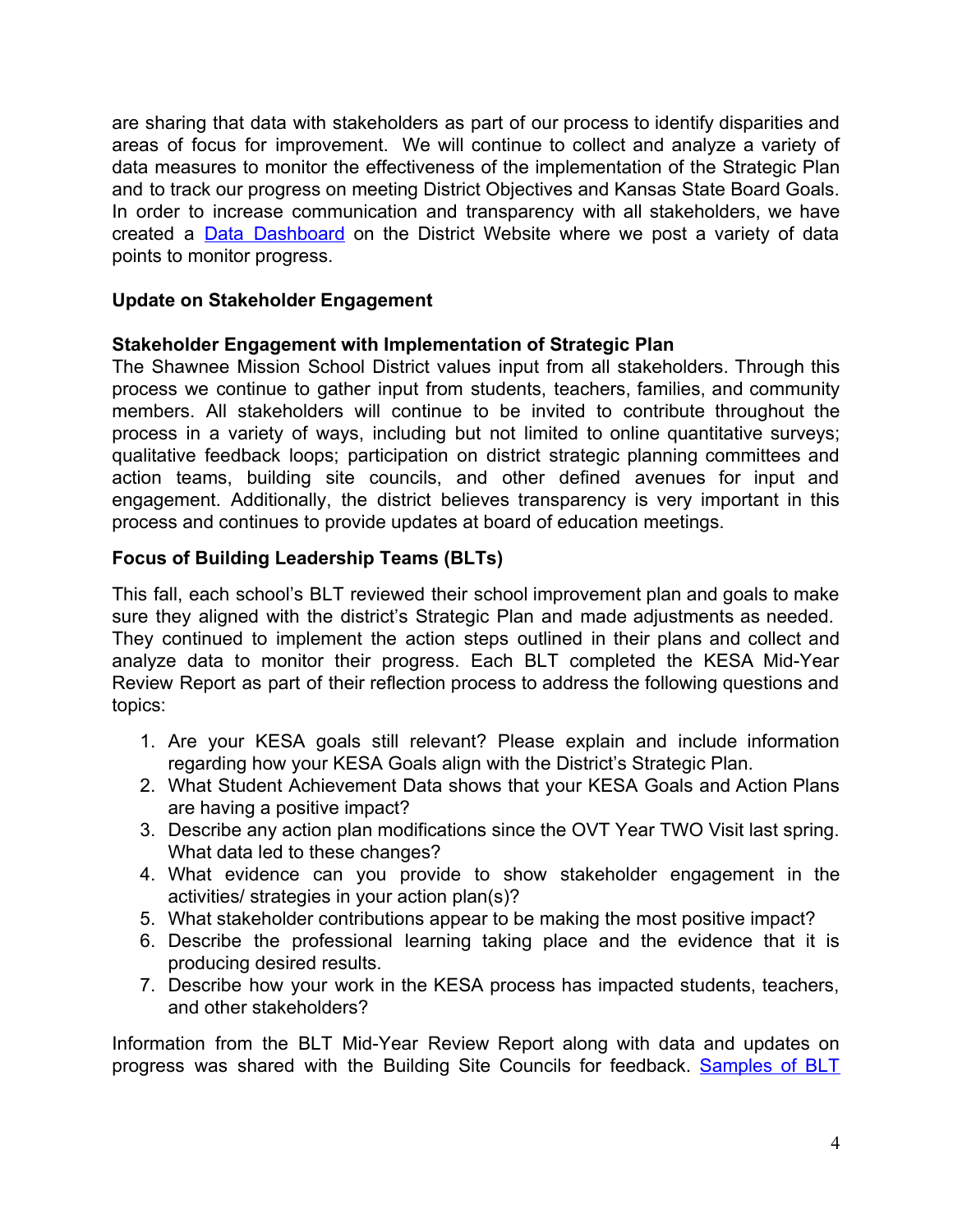are sharing that data with stakeholders as part of our process to identify disparities and areas of focus for improvement. We will continue to collect and analyze a variety of data measures to monitor the effectiveness of the implementation of the Strategic Plan and to track our progress on meeting District Objectives and Kansas State Board Goals. In order to increase communication and transparency with all stakeholders, we have created a [Data Dashboard]() on the District Website where we post a variety of data points to monitor progress.

**Update on Stakeholder Engagement**

**Stakeholder Engagement with Implementation of Strategic Plan**

The Shawnee Mission School District values input from all stakeholders. Through this process we continue to gather input from students, teachers, families, and community members. All stakeholders will continue to be invited to contribute throughout the process in a variety of ways, including but not limited to online quantitative surveys; qualitative feedback loops; participation on district strategic planning committees and action teams, building site councils, and other defined avenues for input and engagement. Additionally, the district believes transparency is very important in this process and continues to provide updates at board of education meetings.

**Focus of Building Leadership Teams (BLTs)**

This fall, each school's BLT reviewed their school improvement plan and goals to make sure they aligned with the district's Strategic Plan and made adjustments as needed. They continued to implement the action steps outlined in their plans and collect and analyze data to monitor their progress. Each BLT completed the KESA Mid-Year Review Report as part of their reflection process to address the following questions and topics:

1. Are your KESA goals still relevant? Please explain and include information regarding how your KESA Goals align with the District's Strategic Plan.
2. What Student Achievement Data shows that your KESA Goals and Action Plans are having a positive impact?
3. Describe any action plan modifications since the OVT Year TWO Visit last spring. What data led to these changes?
4. What evidence can you provide to show stakeholder engagement in the activities/ strategies in your action plan(s)?
5. What stakeholder contributions appear to be making the most positive impact?
6. Describe the professional learning taking place and the evidence that it is producing desired results.
7. Describe how your work in the KESA process has impacted students, teachers, and other stakeholders?

Information from the BLT Mid-Year Review Report along with data and updates on progress was shared with the Building Site Councils for feedback. [Samples of BLT]()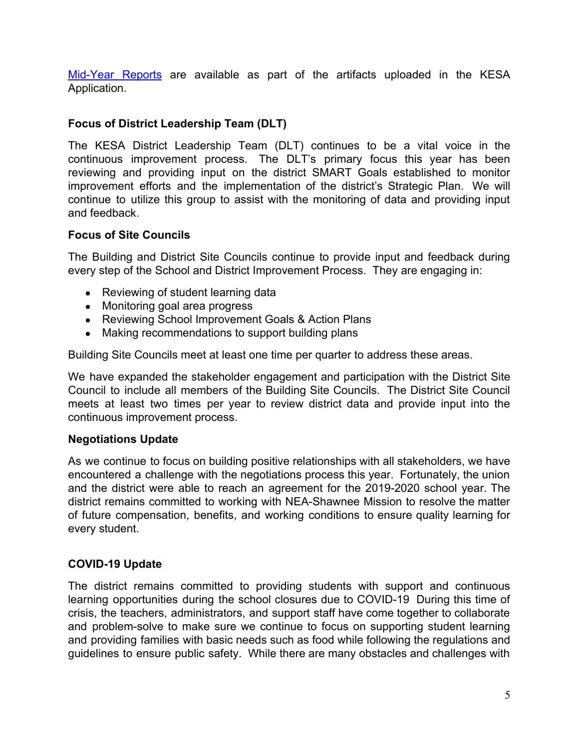Mid-Year Reports are available as part of the artifacts uploaded in the KESA Application.

**Focus of District Leadership Team (DLT)**

The KESA District Leadership Team (DLT) continues to be a vital voice in the continuous improvement process. The DLT's primary focus this year has been reviewing and providing input on the district SMART Goals established to monitor improvement efforts and the implementation of the district's Strategic Plan. We will continue to utilize this group to assist with the monitoring of data and providing input and feedback.

**Focus of Site Councils**

The Building and District Site Councils continue to provide input and feedback during every step of the School and District Improvement Process. They are engaging in:

- Reviewing of student learning data
- Monitoring goal area progress
- Reviewing School Improvement Goals & Action Plans
- Making recommendations to support building plans

Building Site Councils meet at least one time per quarter to address these areas.

We have expanded the stakeholder engagement and participation with the District Site Council to include all members of the Building Site Councils. The District Site Council meets at least two times per year to review district data and provide input into the continuous improvement process.

**Negotiations Update**

As we continue to focus on building positive relationships with all stakeholders, we have encountered a challenge with the negotiations process this year. Fortunately, the union and the district were able to reach an agreement for the 2019-2020 school year. The district remains committed to working with NEA-Shawnee Mission to resolve the matter of future compensation, benefits, and working conditions to ensure quality learning for every student.

**COVID-19 Update**

The district remains committed to providing students with support and continuous learning opportunities during the school closures due to COVID-19 During this time of crisis, the teachers, administrators, and support staff have come together to collaborate and problem-solve to make sure we continue to focus on supporting student learning and providing families with basic needs such as food while following the regulations and guidelines to ensure public safety. While there are many obstacles and challenges with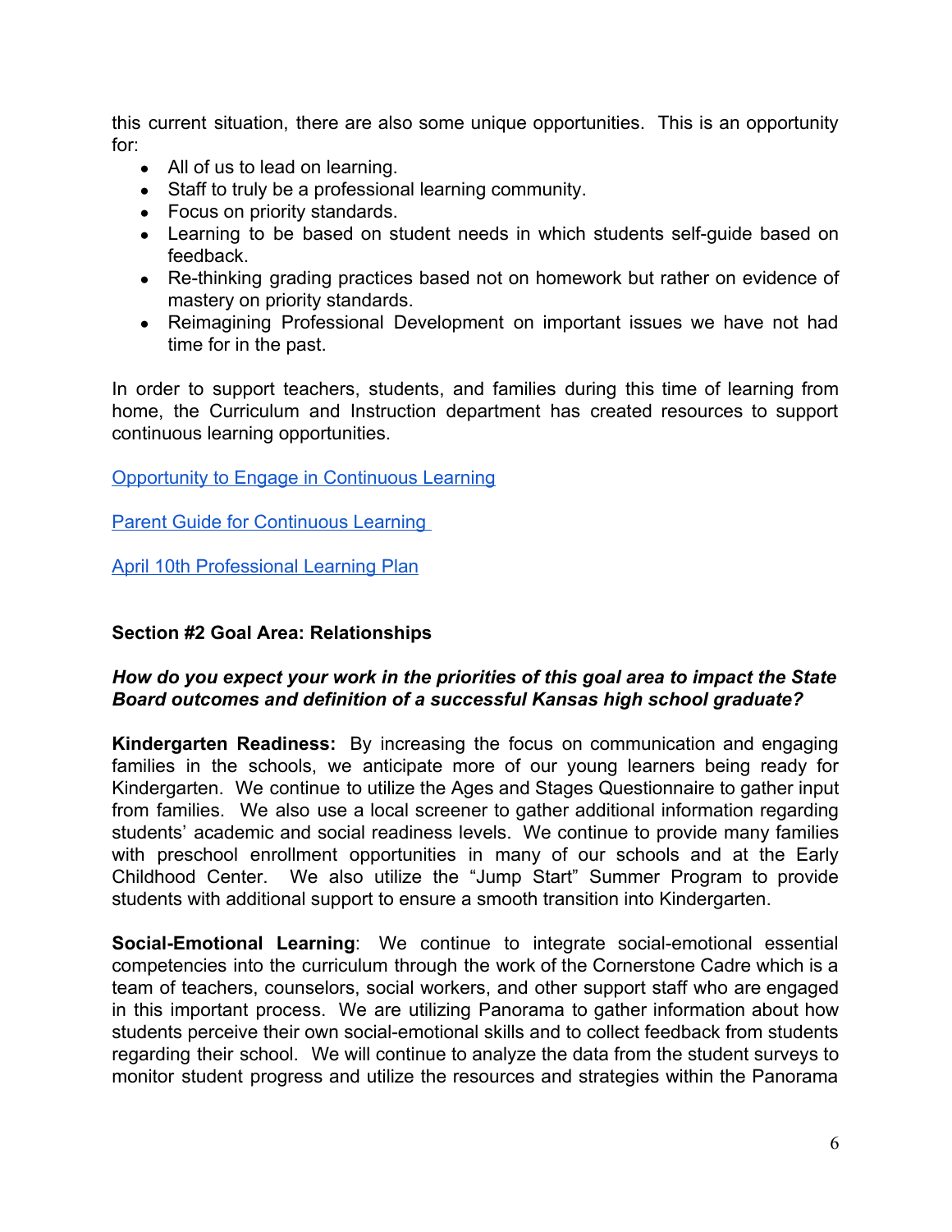this current situation, there are also some unique opportunities. This is an opportunity for:

- All of us to lead on learning.
- Staff to truly be a professional learning community.
- Focus on priority standards.
- Learning to be based on student needs in which students self-guide based on feedback.
- Re-thinking grading practices based not on homework but rather on evidence of mastery on priority standards.
- Reimagining Professional Development on important issues we have not had time for in the past.

In order to support teachers, students, and families during this time of learning from home, the Curriculum and Instruction department has created resources to support continuous learning opportunities.

Opportunity to Engage in Continuous Learning

Parent Guide for Continuous Learning

April 10th Professional Learning Plan

**Section #2 Goal Area: Relationships**

***How do you expect your work in the priorities of this goal area to impact the State Board outcomes and definition of a successful Kansas high school graduate?***

**Kindergarten Readiness:** By increasing the focus on communication and engaging families in the schools, we anticipate more of our young learners being ready for Kindergarten. We continue to utilize the Ages and Stages Questionnaire to gather input from families. We also use a local screener to gather additional information regarding students' academic and social readiness levels. We continue to provide many families with preschool enrollment opportunities in many of our schools and at the Early Childhood Center. We also utilize the "Jump Start" Summer Program to provide students with additional support to ensure a smooth transition into Kindergarten.

**Social-Emotional Learning**: We continue to integrate social-emotional essential competencies into the curriculum through the work of the Cornerstone Cadre which is a team of teachers, counselors, social workers, and other support staff who are engaged in this important process. We are utilizing Panorama to gather information about how students perceive their own social-emotional skills and to collect feedback from students regarding their school. We will continue to analyze the data from the student surveys to monitor student progress and utilize the resources and strategies within the Panorama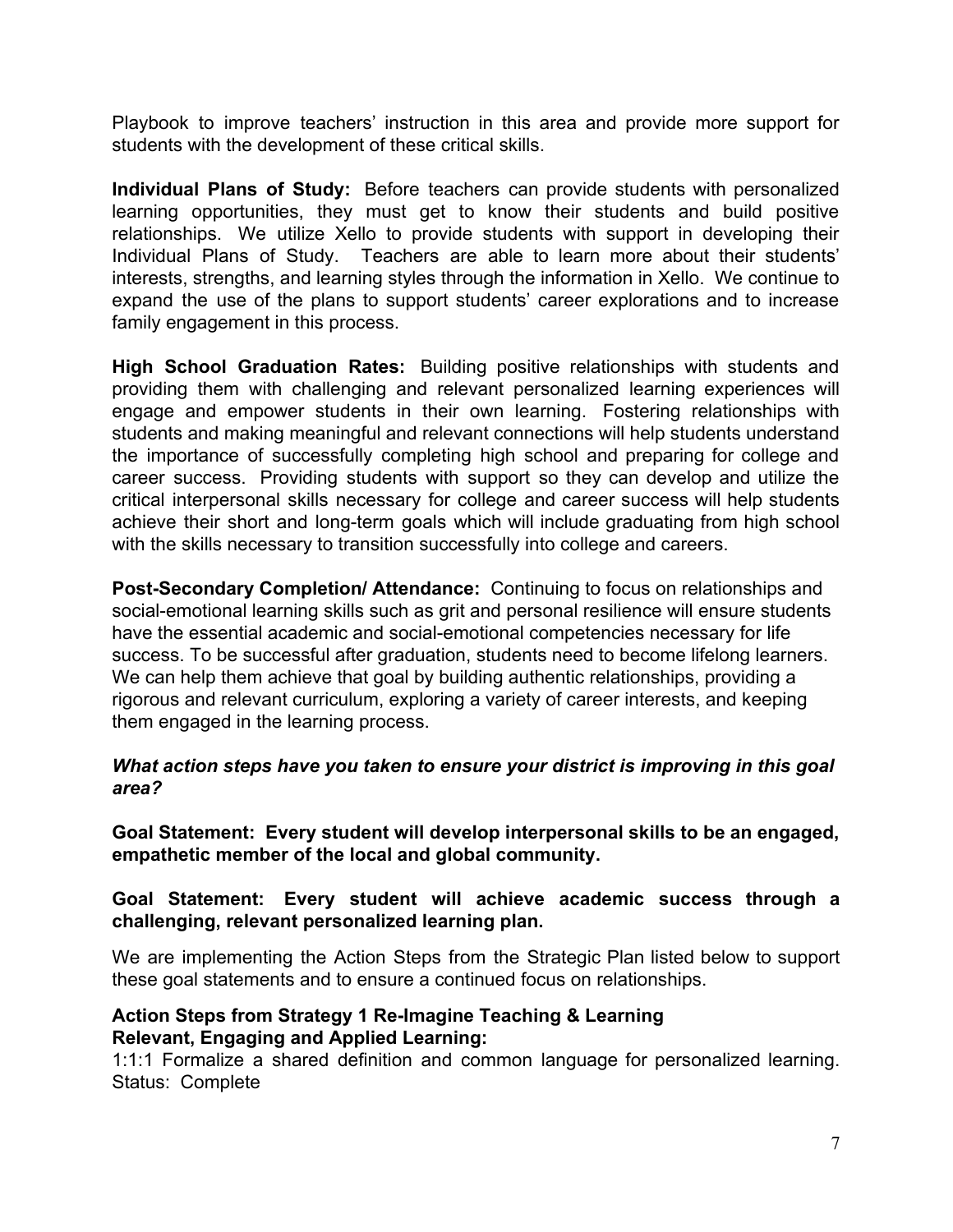Playbook to improve teachers' instruction in this area and provide more support for students with the development of these critical skills.

**Individual Plans of Study:** Before teachers can provide students with personalized learning opportunities, they must get to know their students and build positive relationships. We utilize Xello to provide students with support in developing their Individual Plans of Study. Teachers are able to learn more about their students' interests, strengths, and learning styles through the information in Xello. We continue to expand the use of the plans to support students' career explorations and to increase family engagement in this process.

**High School Graduation Rates:** Building positive relationships with students and providing them with challenging and relevant personalized learning experiences will engage and empower students in their own learning. Fostering relationships with students and making meaningful and relevant connections will help students understand the importance of successfully completing high school and preparing for college and career success. Providing students with support so they can develop and utilize the critical interpersonal skills necessary for college and career success will help students achieve their short and long-term goals which will include graduating from high school with the skills necessary to transition successfully into college and careers.

**Post-Secondary Completion/ Attendance:** Continuing to focus on relationships and social-emotional learning skills such as grit and personal resilience will ensure students have the essential academic and social-emotional competencies necessary for life success. To be successful after graduation, students need to become lifelong learners. We can help them achieve that goal by building authentic relationships, providing a rigorous and relevant curriculum, exploring a variety of career interests, and keeping them engaged in the learning process.

***What action steps have you taken to ensure your district is improving in this goal area?***

**Goal Statement: Every student will develop interpersonal skills to be an engaged, empathetic member of the local and global community.**

**Goal Statement: Every student will achieve academic success through a challenging, relevant personalized learning plan.**

We are implementing the Action Steps from the Strategic Plan listed below to support these goal statements and to ensure a continued focus on relationships.

**Action Steps from Strategy 1 Re-Imagine Teaching & Learning**
**Relevant, Engaging and Applied Learning:**
1:1:1 Formalize a shared definition and common language for personalized learning. Status: Complete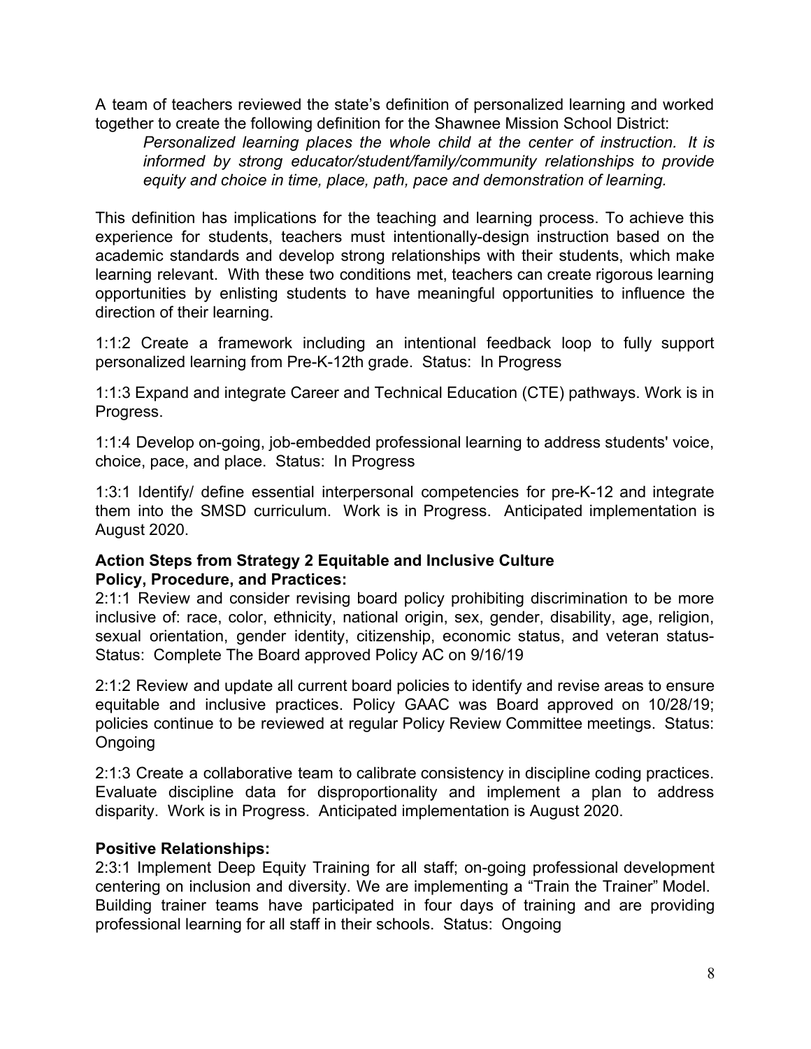A team of teachers reviewed the state's definition of personalized learning and worked together to create the following definition for the Shawnee Mission School District:

> *Personalized learning places the whole child at the center of instruction. It is informed by strong educator/student/family/community relationships to provide equity and choice in time, place, path, pace and demonstration of learning.*

This definition has implications for the teaching and learning process. To achieve this experience for students, teachers must intentionally-design instruction based on the academic standards and develop strong relationships with their students, which make learning relevant. With these two conditions met, teachers can create rigorous learning opportunities by enlisting students to have meaningful opportunities to influence the direction of their learning.

1:1:2 Create a framework including an intentional feedback loop to fully support personalized learning from Pre-K-12th grade. Status: In Progress

1:1:3 Expand and integrate Career and Technical Education (CTE) pathways. Work is in Progress.

1:1:4 Develop on-going, job-embedded professional learning to address students' voice, choice, pace, and place. Status: In Progress

1:3:1 Identify/ define essential interpersonal competencies for pre-K-12 and integrate them into the SMSD curriculum. Work is in Progress. Anticipated implementation is August 2020.

**Action Steps from Strategy 2 Equitable and Inclusive Culture**
**Policy, Procedure, and Practices:**

2:1:1 Review and consider revising board policy prohibiting discrimination to be more inclusive of: race, color, ethnicity, national origin, sex, gender, disability, age, religion, sexual orientation, gender identity, citizenship, economic status, and veteran status- Status: Complete The Board approved Policy AC on 9/16/19

2:1:2 Review and update all current board policies to identify and revise areas to ensure equitable and inclusive practices. Policy GAAC was Board approved on 10/28/19; policies continue to be reviewed at regular Policy Review Committee meetings. Status: Ongoing

2:1:3 Create a collaborative team to calibrate consistency in discipline coding practices. Evaluate discipline data for disproportionality and implement a plan to address disparity. Work is in Progress. Anticipated implementation is August 2020.

**Positive Relationships:**

2:3:1 Implement Deep Equity Training for all staff; on-going professional development centering on inclusion and diversity. We are implementing a "Train the Trainer" Model. Building trainer teams have participated in four days of training and are providing professional learning for all staff in their schools. Status: Ongoing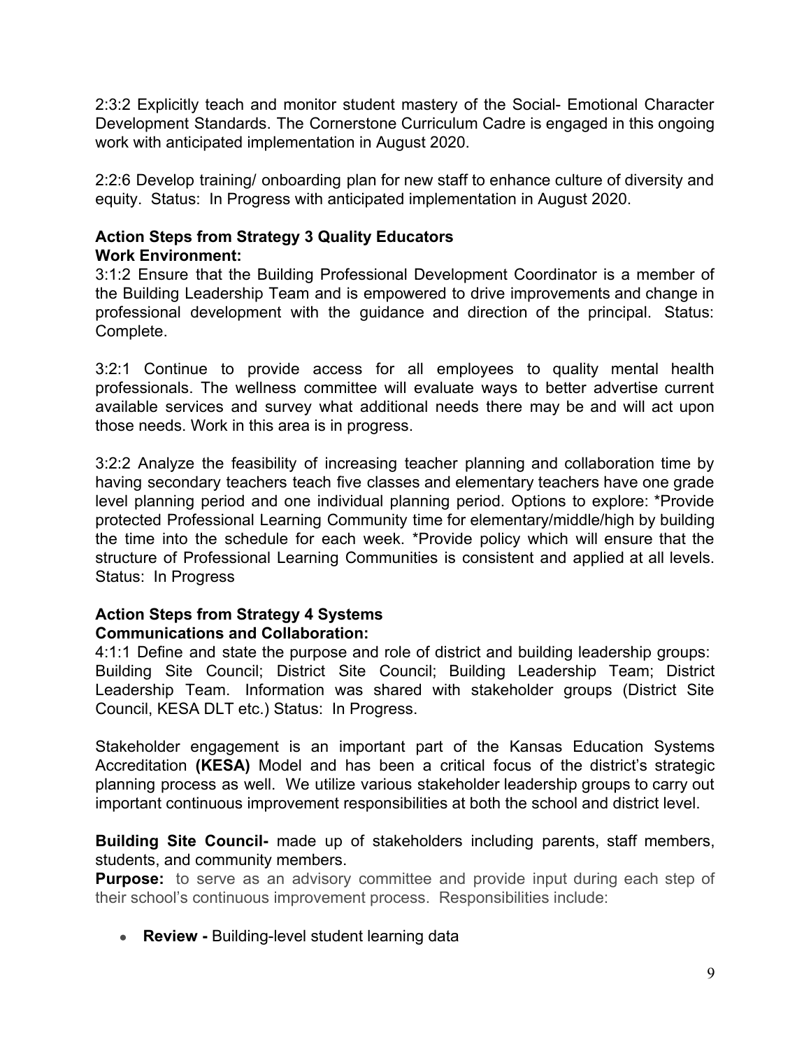2:3:2 Explicitly teach and monitor student mastery of the Social- Emotional Character Development Standards. The Cornerstone Curriculum Cadre is engaged in this ongoing work with anticipated implementation in August 2020.

2:2:6 Develop training/ onboarding plan for new staff to enhance culture of diversity and equity. Status: In Progress with anticipated implementation in August 2020.

**Action Steps from Strategy 3 Quality Educators**
**Work Environment:**
3:1:2 Ensure that the Building Professional Development Coordinator is a member of the Building Leadership Team and is empowered to drive improvements and change in professional development with the guidance and direction of the principal. Status: Complete.

3:2:1 Continue to provide access for all employees to quality mental health professionals. The wellness committee will evaluate ways to better advertise current available services and survey what additional needs there may be and will act upon those needs. Work in this area is in progress.

3:2:2 Analyze the feasibility of increasing teacher planning and collaboration time by having secondary teachers teach five classes and elementary teachers have one grade level planning period and one individual planning period. Options to explore: *Provide protected Professional Learning Community time for elementary/middle/high by building the time into the schedule for each week. *Provide policy which will ensure that the structure of Professional Learning Communities is consistent and applied at all levels. Status: In Progress

**Action Steps from Strategy 4 Systems**
**Communications and Collaboration:**
4:1:1 Define and state the purpose and role of district and building leadership groups: Building Site Council; District Site Council; Building Leadership Team; District Leadership Team. Information was shared with stakeholder groups (District Site Council, KESA DLT etc.) Status: In Progress.

Stakeholder engagement is an important part of the Kansas Education Systems Accreditation **(KESA)** Model and has been a critical focus of the district's strategic planning process as well. We utilize various stakeholder leadership groups to carry out important continuous improvement responsibilities at both the school and district level.

**Building Site Council-** made up of stakeholders including parents, staff members, students, and community members.
**Purpose:** to serve as an advisory committee and provide input during each step of their school's continuous improvement process. Responsibilities include:

- **Review -** Building-level student learning data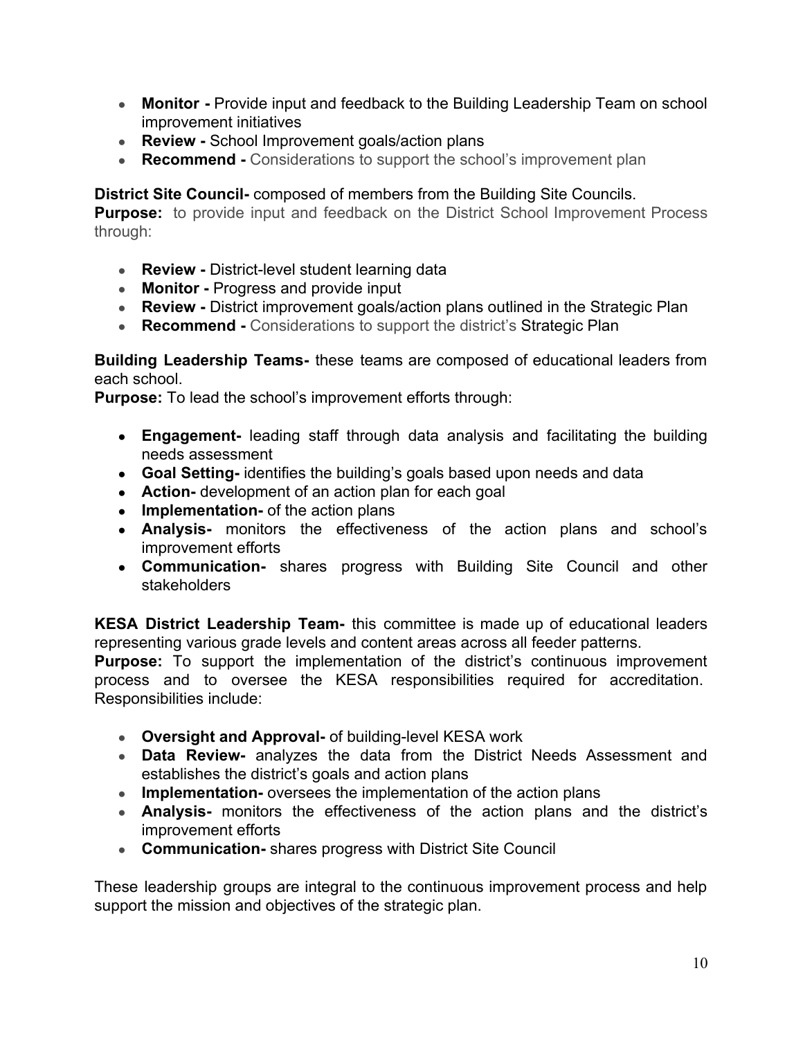- **Monitor -** Provide input and feedback to the Building Leadership Team on school improvement initiatives
- **Review -** School Improvement goals/action plans
- **Recommend -** Considerations to support the school's improvement plan

**District Site Council-** composed of members from the Building Site Councils.
**Purpose:** to provide input and feedback on the District School Improvement Process through:

- **Review -** District-level student learning data
- **Monitor -** Progress and provide input
- **Review -** District improvement goals/action plans outlined in the Strategic Plan
- **Recommend -** Considerations to support the district's Strategic Plan

**Building Leadership Teams-** these teams are composed of educational leaders from each school.
**Purpose:** To lead the school's improvement efforts through:

- **Engagement-** leading staff through data analysis and facilitating the building needs assessment
- **Goal Setting-** identifies the building's goals based upon needs and data
- **Action-** development of an action plan for each goal
- **Implementation-** of the action plans
- **Analysis-** monitors the effectiveness of the action plans and school's improvement efforts
- **Communication-** shares progress with Building Site Council and other stakeholders

**KESA District Leadership Team-** this committee is made up of educational leaders representing various grade levels and content areas across all feeder patterns.
**Purpose:** To support the implementation of the district's continuous improvement process and to oversee the KESA responsibilities required for accreditation. Responsibilities include:

- **Oversight and Approval-** of building-level KESA work
- **Data Review-** analyzes the data from the District Needs Assessment and establishes the district's goals and action plans
- **Implementation-** oversees the implementation of the action plans
- **Analysis-** monitors the effectiveness of the action plans and the district's improvement efforts
- **Communication-** shares progress with District Site Council

These leadership groups are integral to the continuous improvement process and help support the mission and objectives of the strategic plan.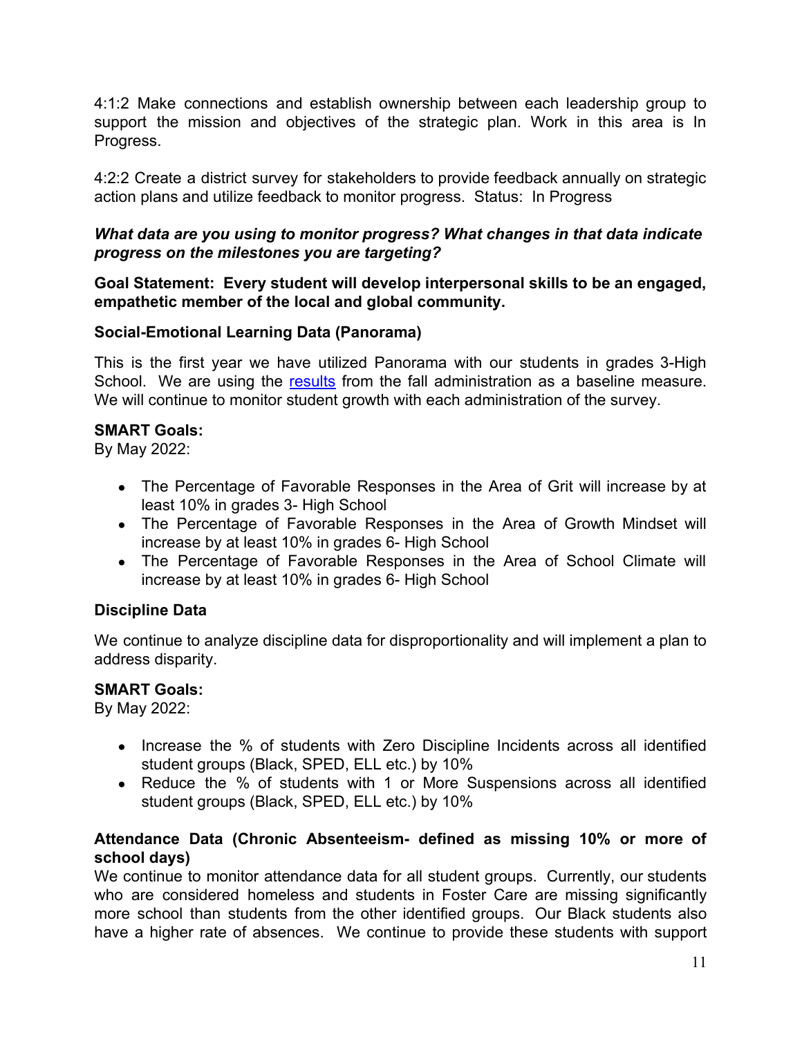4:1:2 Make connections and establish ownership between each leadership group to support the mission and objectives of the strategic plan. Work in this area is In Progress.

4:2:2 Create a district survey for stakeholders to provide feedback annually on strategic action plans and utilize feedback to monitor progress. Status: In Progress

***What data are you using to monitor progress? What changes in that data indicate progress on the milestones you are targeting?***

**Goal Statement: Every student will develop interpersonal skills to be an engaged, empathetic member of the local and global community.**

**Social-Emotional Learning Data (Panorama)**

This is the first year we have utilized Panorama with our students in grades 3-High School. We are using the results from the fall administration as a baseline measure. We will continue to monitor student growth with each administration of the survey.

**SMART Goals:**
By May 2022:

- The Percentage of Favorable Responses in the Area of Grit will increase by at least 10% in grades 3- High School
- The Percentage of Favorable Responses in the Area of Growth Mindset will increase by at least 10% in grades 6- High School
- The Percentage of Favorable Responses in the Area of School Climate will increase by at least 10% in grades 6- High School

**Discipline Data**

We continue to analyze discipline data for disproportionality and will implement a plan to address disparity.

**SMART Goals:**
By May 2022:

- Increase the % of students with Zero Discipline Incidents across all identified student groups (Black, SPED, ELL etc.) by 10%
- Reduce the % of students with 1 or More Suspensions across all identified student groups (Black, SPED, ELL etc.) by 10%

**Attendance Data (Chronic Absenteeism- defined as missing 10% or more of school days)**
We continue to monitor attendance data for all student groups. Currently, our students who are considered homeless and students in Foster Care are missing significantly more school than students from the other identified groups. Our Black students also have a higher rate of absences. We continue to provide these students with support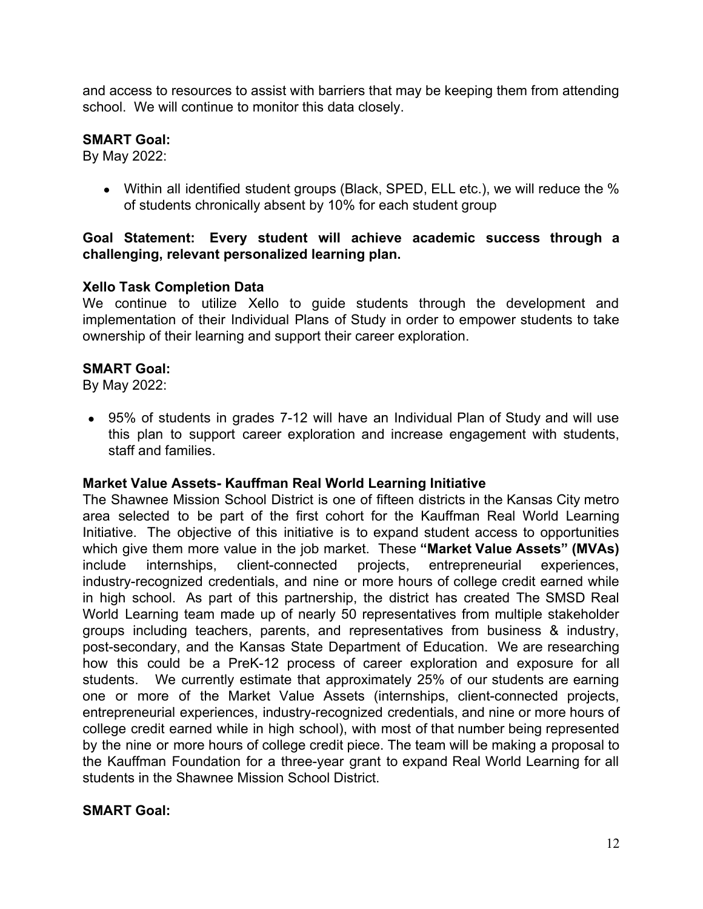and access to resources to assist with barriers that may be keeping them from attending school. We will continue to monitor this data closely.

**SMART Goal:**
By May 2022:

- Within all identified student groups (Black, SPED, ELL etc.), we will reduce the % of students chronically absent by 10% for each student group

**Goal Statement: Every student will achieve academic success through a challenging, relevant personalized learning plan.**

**Xello Task Completion Data**
We continue to utilize Xello to guide students through the development and implementation of their Individual Plans of Study in order to empower students to take ownership of their learning and support their career exploration.

**SMART Goal:**
By May 2022:

- 95% of students in grades 7-12 will have an Individual Plan of Study and will use this plan to support career exploration and increase engagement with students, staff and families.

**Market Value Assets- Kauffman Real World Learning Initiative**
The Shawnee Mission School District is one of fifteen districts in the Kansas City metro area selected to be part of the first cohort for the Kauffman Real World Learning Initiative. The objective of this initiative is to expand student access to opportunities which give them more value in the job market. These **"Market Value Assets" (MVAs)** include internships, client-connected projects, entrepreneurial experiences, industry-recognized credentials, and nine or more hours of college credit earned while in high school. As part of this partnership, the district has created The SMSD Real World Learning team made up of nearly 50 representatives from multiple stakeholder groups including teachers, parents, and representatives from business & industry, post-secondary, and the Kansas State Department of Education. We are researching how this could be a PreK-12 process of career exploration and exposure for all students. We currently estimate that approximately 25% of our students are earning one or more of the Market Value Assets (internships, client-connected projects, entrepreneurial experiences, industry-recognized credentials, and nine or more hours of college credit earned while in high school), with most of that number being represented by the nine or more hours of college credit piece. The team will be making a proposal to the Kauffman Foundation for a three-year grant to expand Real World Learning for all students in the Shawnee Mission School District.

**SMART Goal:**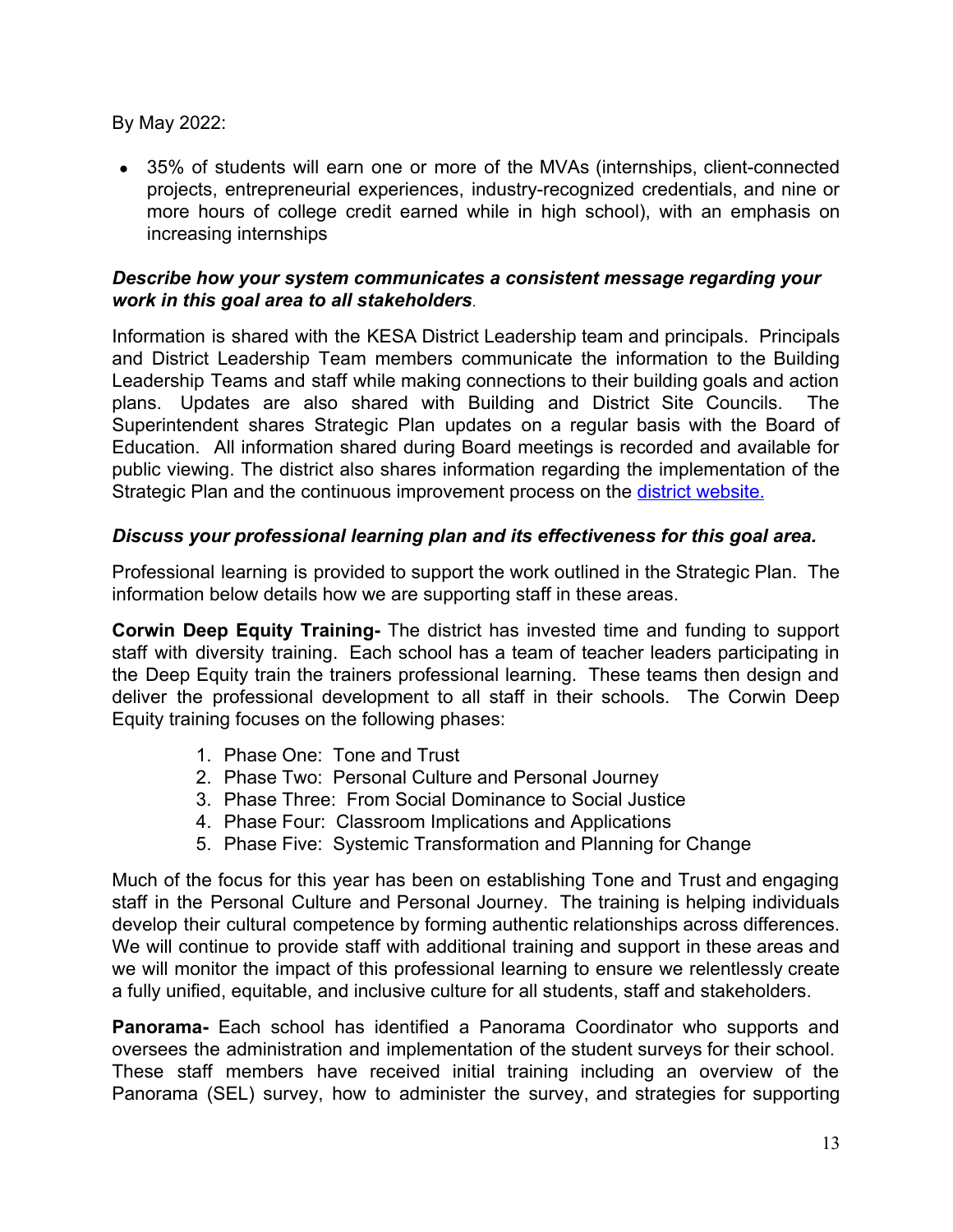By May 2022:

- 35% of students will earn one or more of the MVAs (internships, client-connected projects, entrepreneurial experiences, industry-recognized credentials, and nine or more hours of college credit earned while in high school), with an emphasis on increasing internships

***Describe how your system communicates a consistent message regarding your work in this goal area to all stakeholders*.**

Information is shared with the KESA District Leadership team and principals. Principals and District Leadership Team members communicate the information to the Building Leadership Teams and staff while making connections to their building goals and action plans. Updates are also shared with Building and District Site Councils. The Superintendent shares Strategic Plan updates on a regular basis with the Board of Education. All information shared during Board meetings is recorded and available for public viewing. The district also shares information regarding the implementation of the Strategic Plan and the continuous improvement process on the district website.

***Discuss your professional learning plan and its effectiveness for this goal area.***

Professional learning is provided to support the work outlined in the Strategic Plan. The information below details how we are supporting staff in these areas.

**Corwin Deep Equity Training-** The district has invested time and funding to support staff with diversity training. Each school has a team of teacher leaders participating in the Deep Equity train the trainers professional learning. These teams then design and deliver the professional development to all staff in their schools. The Corwin Deep Equity training focuses on the following phases:

1. Phase One: Tone and Trust
2. Phase Two: Personal Culture and Personal Journey
3. Phase Three: From Social Dominance to Social Justice
4. Phase Four: Classroom Implications and Applications
5. Phase Five: Systemic Transformation and Planning for Change

Much of the focus for this year has been on establishing Tone and Trust and engaging staff in the Personal Culture and Personal Journey. The training is helping individuals develop their cultural competence by forming authentic relationships across differences. We will continue to provide staff with additional training and support in these areas and we will monitor the impact of this professional learning to ensure we relentlessly create a fully unified, equitable, and inclusive culture for all students, staff and stakeholders.

**Panorama-** Each school has identified a Panorama Coordinator who supports and oversees the administration and implementation of the student surveys for their school. These staff members have received initial training including an overview of the Panorama (SEL) survey, how to administer the survey, and strategies for supporting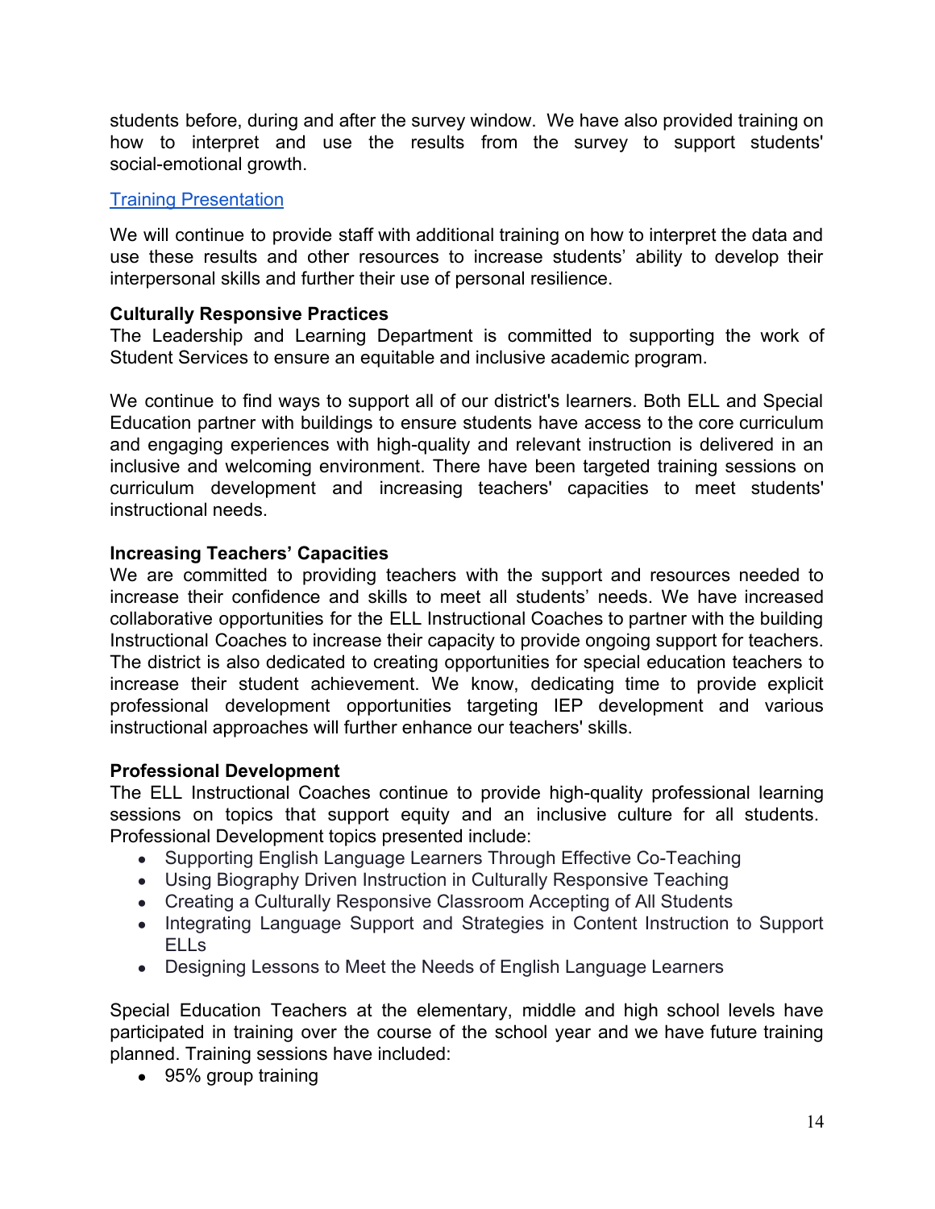students before, during and after the survey window. We have also provided training on how to interpret and use the results from the survey to support students' social-emotional growth.

[Training Presentation]

We will continue to provide staff with additional training on how to interpret the data and use these results and other resources to increase students' ability to develop their interpersonal skills and further their use of personal resilience.

**Culturally Responsive Practices**
The Leadership and Learning Department is committed to supporting the work of Student Services to ensure an equitable and inclusive academic program.

We continue to find ways to support all of our district's learners. Both ELL and Special Education partner with buildings to ensure students have access to the core curriculum and engaging experiences with high-quality and relevant instruction is delivered in an inclusive and welcoming environment. There have been targeted training sessions on curriculum development and increasing teachers' capacities to meet students' instructional needs.

**Increasing Teachers' Capacities**
We are committed to providing teachers with the support and resources needed to increase their confidence and skills to meet all students' needs. We have increased collaborative opportunities for the ELL Instructional Coaches to partner with the building Instructional Coaches to increase their capacity to provide ongoing support for teachers. The district is also dedicated to creating opportunities for special education teachers to increase their student achievement. We know, dedicating time to provide explicit professional development opportunities targeting IEP development and various instructional approaches will further enhance our teachers' skills.

**Professional Development**
The ELL Instructional Coaches continue to provide high-quality professional learning sessions on topics that support equity and an inclusive culture for all students. Professional Development topics presented include:

- Supporting English Language Learners Through Effective Co-Teaching
- Using Biography Driven Instruction in Culturally Responsive Teaching
- Creating a Culturally Responsive Classroom Accepting of All Students
- Integrating Language Support and Strategies in Content Instruction to Support ELLs
- Designing Lessons to Meet the Needs of English Language Learners

Special Education Teachers at the elementary, middle and high school levels have participated in training over the course of the school year and we have future training planned. Training sessions have included:

- 95% group training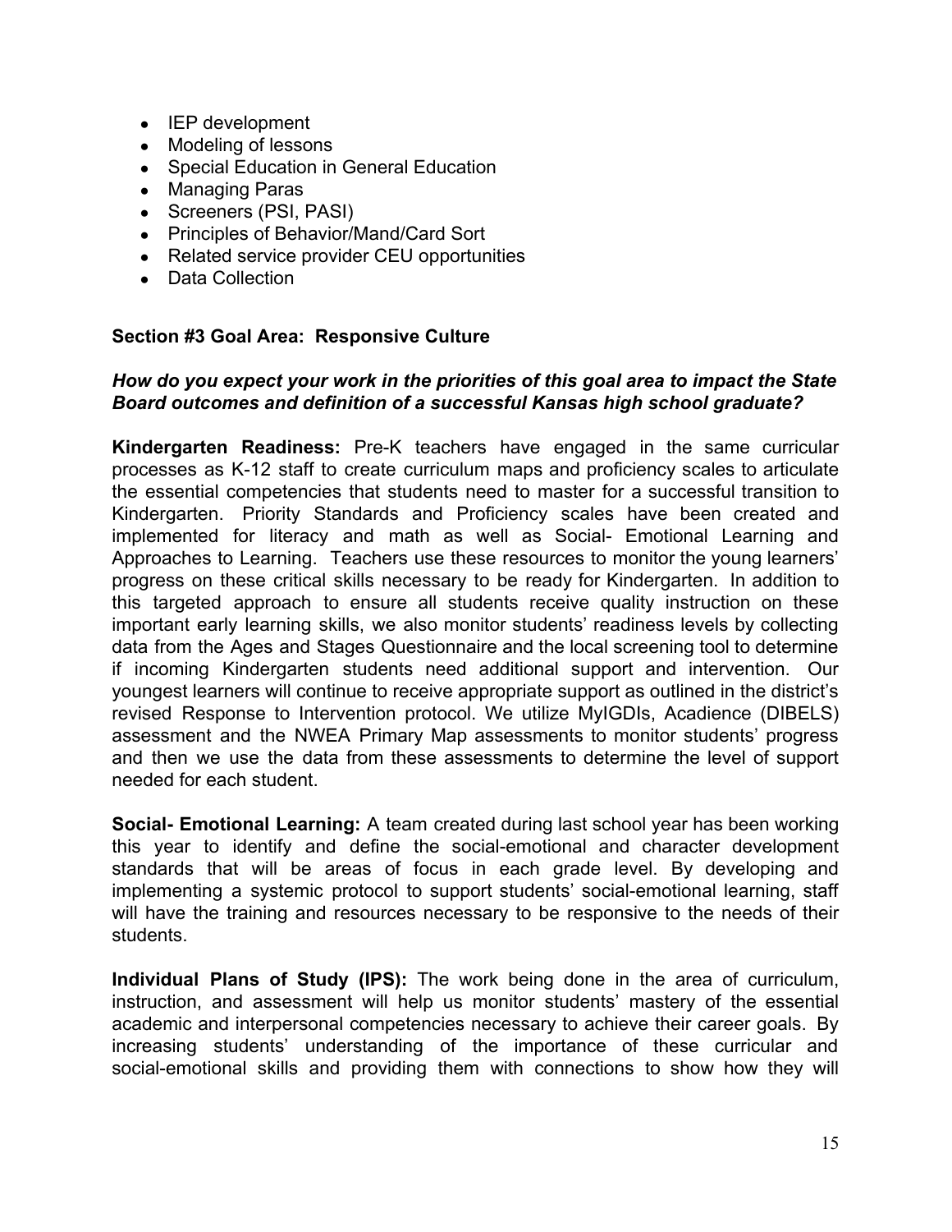- IEP development
- Modeling of lessons
- Special Education in General Education
- Managing Paras
- Screeners (PSI, PASI)
- Principles of Behavior/Mand/Card Sort
- Related service provider CEU opportunities
- Data Collection

**Section #3 Goal Area: Responsive Culture**

***How do you expect your work in the priorities of this goal area to impact the State Board outcomes and definition of a successful Kansas high school graduate?***

**Kindergarten Readiness:** Pre-K teachers have engaged in the same curricular processes as K-12 staff to create curriculum maps and proficiency scales to articulate the essential competencies that students need to master for a successful transition to Kindergarten. Priority Standards and Proficiency scales have been created and implemented for literacy and math as well as Social- Emotional Learning and Approaches to Learning. Teachers use these resources to monitor the young learners' progress on these critical skills necessary to be ready for Kindergarten. In addition to this targeted approach to ensure all students receive quality instruction on these important early learning skills, we also monitor students' readiness levels by collecting data from the Ages and Stages Questionnaire and the local screening tool to determine if incoming Kindergarten students need additional support and intervention. Our youngest learners will continue to receive appropriate support as outlined in the district's revised Response to Intervention protocol. We utilize MyIGDIs, Acadience (DIBELS) assessment and the NWEA Primary Map assessments to monitor students' progress and then we use the data from these assessments to determine the level of support needed for each student.

**Social- Emotional Learning:** A team created during last school year has been working this year to identify and define the social-emotional and character development standards that will be areas of focus in each grade level. By developing and implementing a systemic protocol to support students' social-emotional learning, staff will have the training and resources necessary to be responsive to the needs of their students.

**Individual Plans of Study (IPS):** The work being done in the area of curriculum, instruction, and assessment will help us monitor students' mastery of the essential academic and interpersonal competencies necessary to achieve their career goals. By increasing students' understanding of the importance of these curricular and social-emotional skills and providing them with connections to show how they will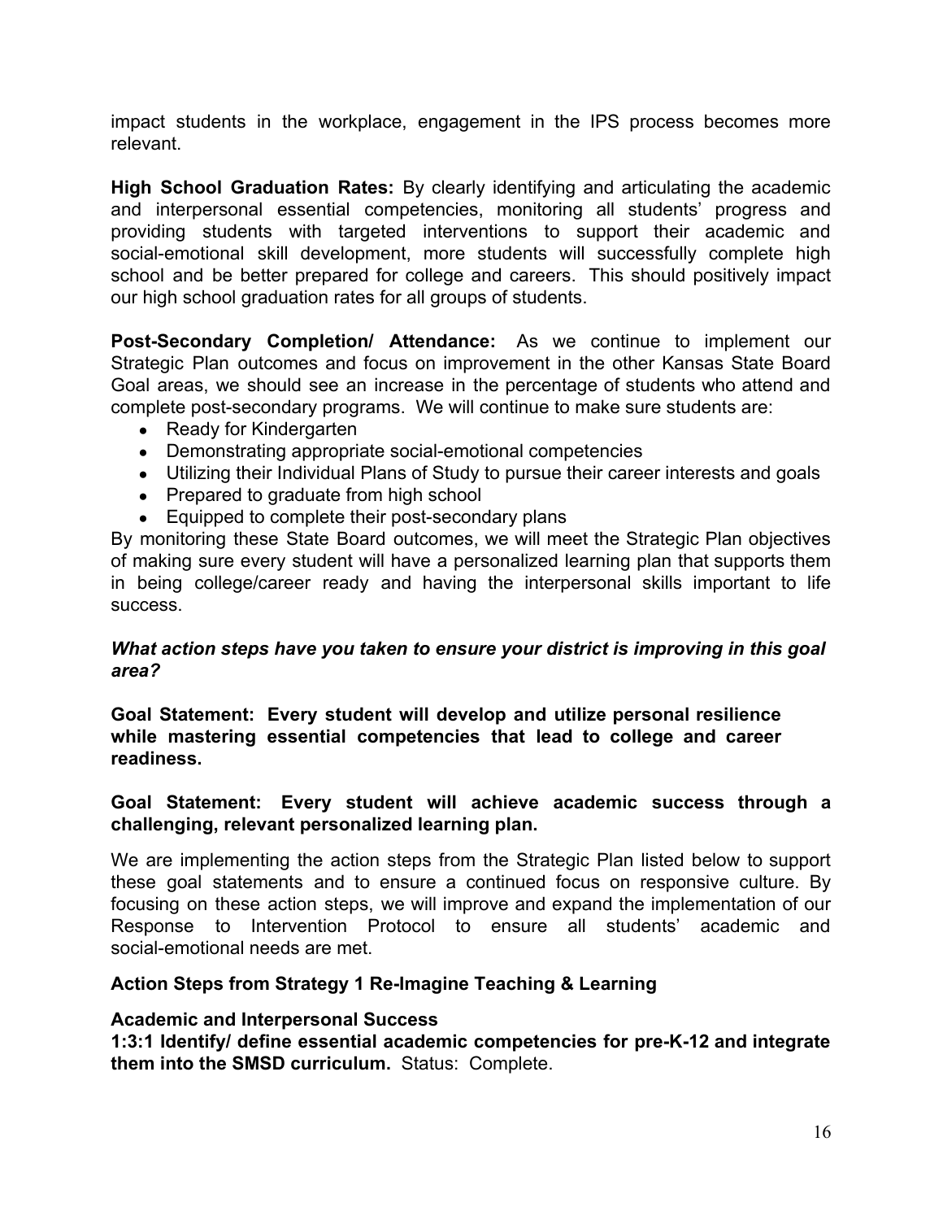impact students in the workplace, engagement in the IPS process becomes more relevant.

**High School Graduation Rates:** By clearly identifying and articulating the academic and interpersonal essential competencies, monitoring all students' progress and providing students with targeted interventions to support their academic and social-emotional skill development, more students will successfully complete high school and be better prepared for college and careers. This should positively impact our high school graduation rates for all groups of students.

**Post-Secondary Completion/ Attendance:** As we continue to implement our Strategic Plan outcomes and focus on improvement in the other Kansas State Board Goal areas, we should see an increase in the percentage of students who attend and complete post-secondary programs. We will continue to make sure students are:

- Ready for Kindergarten
- Demonstrating appropriate social-emotional competencies
- Utilizing their Individual Plans of Study to pursue their career interests and goals
- Prepared to graduate from high school
- Equipped to complete their post-secondary plans

By monitoring these State Board outcomes, we will meet the Strategic Plan objectives of making sure every student will have a personalized learning plan that supports them in being college/career ready and having the interpersonal skills important to life success.

***What action steps have you taken to ensure your district is improving in this goal area?***

**Goal Statement: Every student will develop and utilize personal resilience while mastering essential competencies that lead to college and career readiness.**

**Goal Statement: Every student will achieve academic success through a challenging, relevant personalized learning plan.**

We are implementing the action steps from the Strategic Plan listed below to support these goal statements and to ensure a continued focus on responsive culture. By focusing on these action steps, we will improve and expand the implementation of our Response to Intervention Protocol to ensure all students' academic and social-emotional needs are met.

**Action Steps from Strategy 1 Re-Imagine Teaching & Learning**

**Academic and Interpersonal Success**

**1:3:1 Identify/ define essential academic competencies for pre-K-12 and integrate them into the SMSD curriculum.** Status: Complete.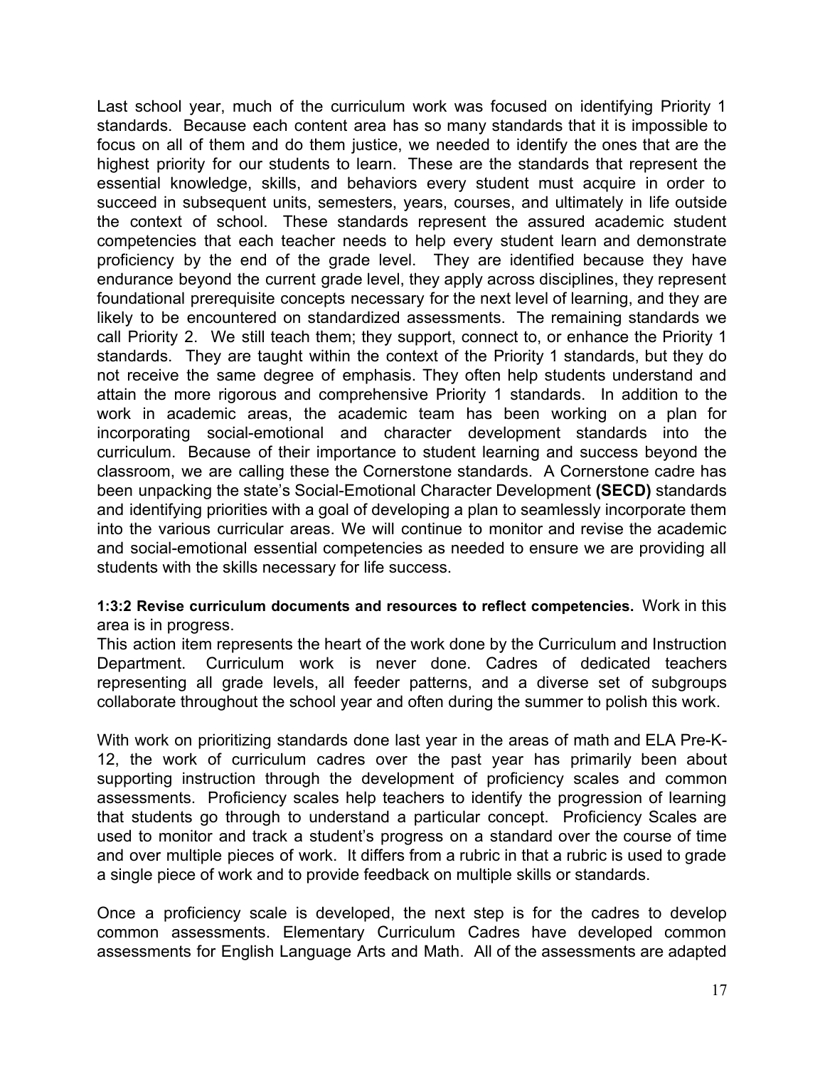Last school year, much of the curriculum work was focused on identifying Priority 1 standards. Because each content area has so many standards that it is impossible to focus on all of them and do them justice, we needed to identify the ones that are the highest priority for our students to learn. These are the standards that represent the essential knowledge, skills, and behaviors every student must acquire in order to succeed in subsequent units, semesters, years, courses, and ultimately in life outside the context of school. These standards represent the assured academic student competencies that each teacher needs to help every student learn and demonstrate proficiency by the end of the grade level. They are identified because they have endurance beyond the current grade level, they apply across disciplines, they represent foundational prerequisite concepts necessary for the next level of learning, and they are likely to be encountered on standardized assessments. The remaining standards we call Priority 2. We still teach them; they support, connect to, or enhance the Priority 1 standards. They are taught within the context of the Priority 1 standards, but they do not receive the same degree of emphasis. They often help students understand and attain the more rigorous and comprehensive Priority 1 standards. In addition to the work in academic areas, the academic team has been working on a plan for incorporating social-emotional and character development standards into the curriculum. Because of their importance to student learning and success beyond the classroom, we are calling these the Cornerstone standards. A Cornerstone cadre has been unpacking the state's Social-Emotional Character Development **(SECD)** standards and identifying priorities with a goal of developing a plan to seamlessly incorporate them into the various curricular areas. We will continue to monitor and revise the academic and social-emotional essential competencies as needed to ensure we are providing all students with the skills necessary for life success.

**1:3:2 Revise curriculum documents and resources to reflect competencies.** Work in this area is in progress.

This action item represents the heart of the work done by the Curriculum and Instruction Department. Curriculum work is never done. Cadres of dedicated teachers representing all grade levels, all feeder patterns, and a diverse set of subgroups collaborate throughout the school year and often during the summer to polish this work.

With work on prioritizing standards done last year in the areas of math and ELA Pre-K-12, the work of curriculum cadres over the past year has primarily been about supporting instruction through the development of proficiency scales and common assessments. Proficiency scales help teachers to identify the progression of learning that students go through to understand a particular concept. Proficiency Scales are used to monitor and track a student's progress on a standard over the course of time and over multiple pieces of work. It differs from a rubric in that a rubric is used to grade a single piece of work and to provide feedback on multiple skills or standards.

Once a proficiency scale is developed, the next step is for the cadres to develop common assessments. Elementary Curriculum Cadres have developed common assessments for English Language Arts and Math. All of the assessments are adapted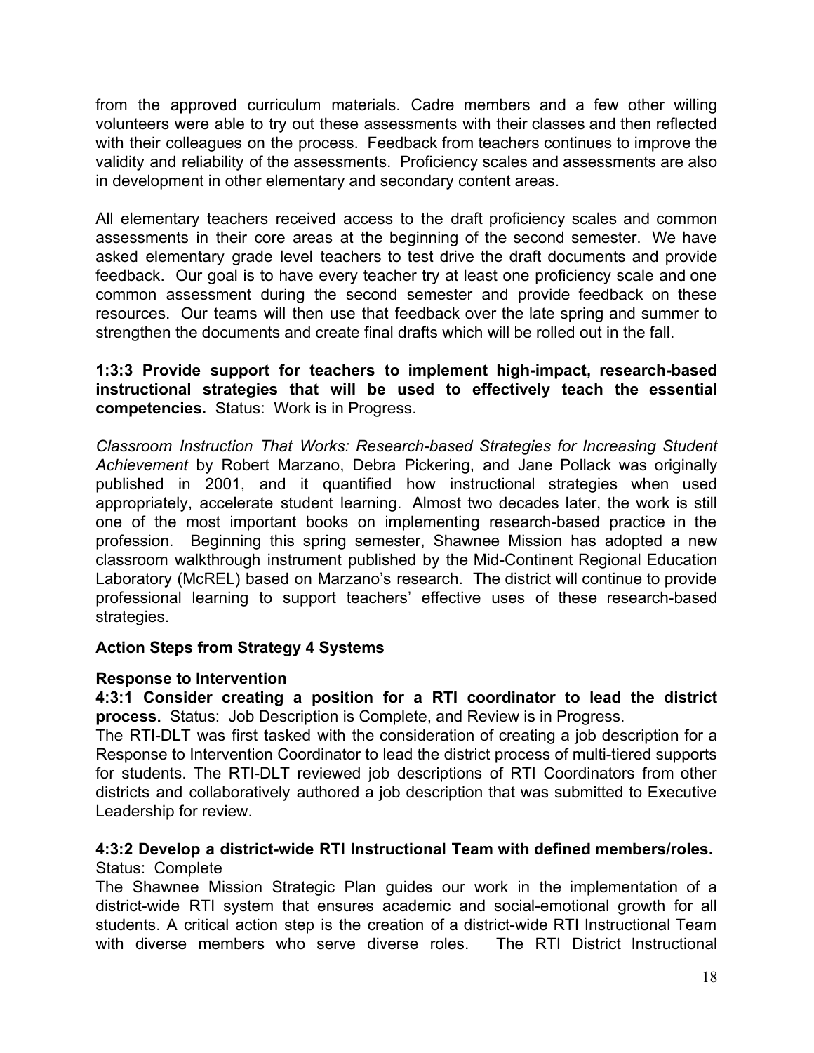from the approved curriculum materials. Cadre members and a few other willing volunteers were able to try out these assessments with their classes and then reflected with their colleagues on the process. Feedback from teachers continues to improve the validity and reliability of the assessments. Proficiency scales and assessments are also in development in other elementary and secondary content areas.

All elementary teachers received access to the draft proficiency scales and common assessments in their core areas at the beginning of the second semester. We have asked elementary grade level teachers to test drive the draft documents and provide feedback. Our goal is to have every teacher try at least one proficiency scale and one common assessment during the second semester and provide feedback on these resources. Our teams will then use that feedback over the late spring and summer to strengthen the documents and create final drafts which will be rolled out in the fall.

**1:3:3 Provide support for teachers to implement high-impact, research-based instructional strategies that will be used to effectively teach the essential competencies.** Status: Work is in Progress.

*Classroom Instruction That Works: Research-based Strategies for Increasing Student Achievement* by Robert Marzano, Debra Pickering, and Jane Pollack was originally published in 2001, and it quantified how instructional strategies when used appropriately, accelerate student learning. Almost two decades later, the work is still one of the most important books on implementing research-based practice in the profession. Beginning this spring semester, Shawnee Mission has adopted a new classroom walkthrough instrument published by the Mid-Continent Regional Education Laboratory (McREL) based on Marzano's research. The district will continue to provide professional learning to support teachers' effective uses of these research-based strategies.

**Action Steps from Strategy 4 Systems**

**Response to Intervention**

**4:3:1 Consider creating a position for a RTI coordinator to lead the district process.** Status: Job Description is Complete, and Review is in Progress.

The RTI-DLT was first tasked with the consideration of creating a job description for a Response to Intervention Coordinator to lead the district process of multi-tiered supports for students. The RTI-DLT reviewed job descriptions of RTI Coordinators from other districts and collaboratively authored a job description that was submitted to Executive Leadership for review.

**4:3:2 Develop a district-wide RTI Instructional Team with defined members/roles.** Status: Complete

The Shawnee Mission Strategic Plan guides our work in the implementation of a district-wide RTI system that ensures academic and social-emotional growth for all students. A critical action step is the creation of a district-wide RTI Instructional Team with diverse members who serve diverse roles. The RTI District Instructional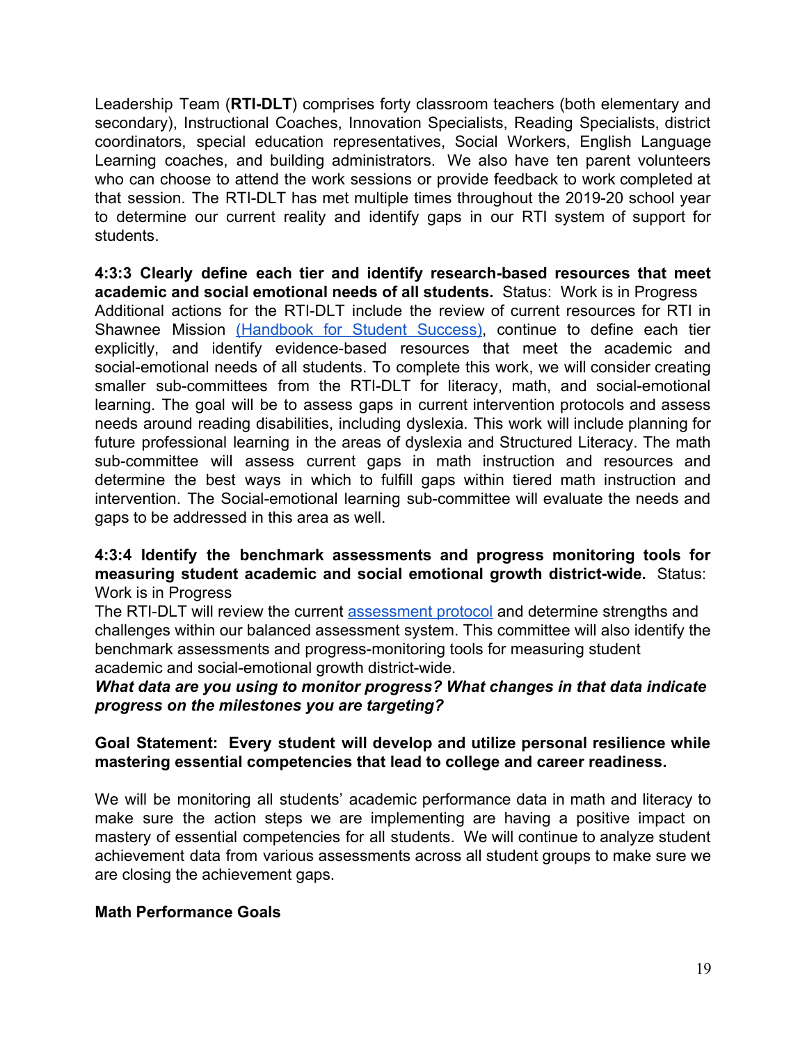Leadership Team (**RTI-DLT**) comprises forty classroom teachers (both elementary and secondary), Instructional Coaches, Innovation Specialists, Reading Specialists, district coordinators, special education representatives, Social Workers, English Language Learning coaches, and building administrators. We also have ten parent volunteers who can choose to attend the work sessions or provide feedback to work completed at that session. The RTI-DLT has met multiple times throughout the 2019-20 school year to determine our current reality and identify gaps in our RTI system of support for students.

**4:3:3 Clearly define each tier and identify research-based resources that meet academic and social emotional needs of all students.** Status: Work is in Progress
Additional actions for the RTI-DLT include the review of current resources for RTI in Shawnee Mission [(Handbook for Student Success)](), continue to define each tier explicitly, and identify evidence-based resources that meet the academic and social-emotional needs of all students. To complete this work, we will consider creating smaller sub-committees from the RTI-DLT for literacy, math, and social-emotional learning. The goal will be to assess gaps in current intervention protocols and assess needs around reading disabilities, including dyslexia. This work will include planning for future professional learning in the areas of dyslexia and Structured Literacy. The math sub-committee will assess current gaps in math instruction and resources and determine the best ways in which to fulfill gaps within tiered math instruction and intervention. The Social-emotional learning sub-committee will evaluate the needs and gaps to be addressed in this area as well.

**4:3:4 Identify the benchmark assessments and progress monitoring tools for measuring student academic and social emotional growth district-wide.** Status: Work is in Progress
The RTI-DLT will review the current [assessment protocol]() and determine strengths and challenges within our balanced assessment system. This committee will also identify the benchmark assessments and progress-monitoring tools for measuring student academic and social-emotional growth district-wide.
***What data are you using to monitor progress? What changes in that data indicate progress on the milestones you are targeting?***

**Goal Statement: Every student will develop and utilize personal resilience while mastering essential competencies that lead to college and career readiness.**

We will be monitoring all students' academic performance data in math and literacy to make sure the action steps we are implementing are having a positive impact on mastery of essential competencies for all students. We will continue to analyze student achievement data from various assessments across all student groups to make sure we are closing the achievement gaps.

**Math Performance Goals**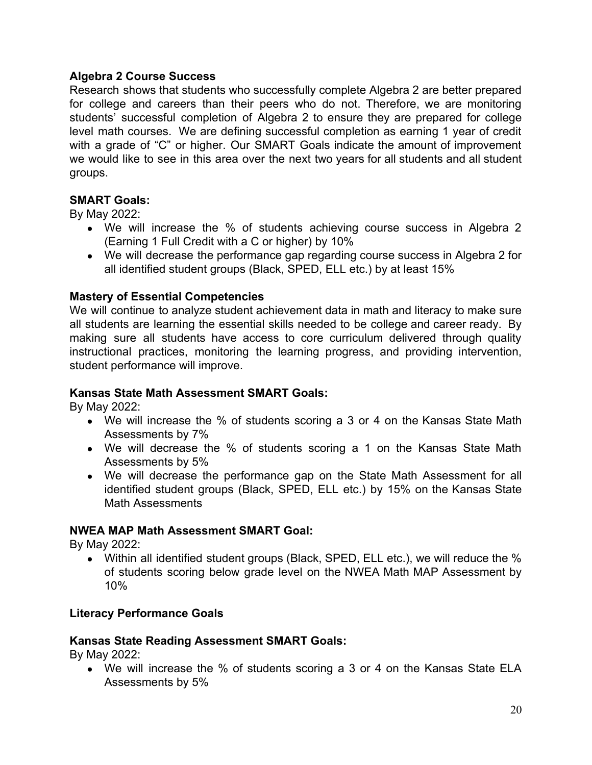**Algebra 2 Course Success**

Research shows that students who successfully complete Algebra 2 are better prepared for college and careers than their peers who do not. Therefore, we are monitoring students' successful completion of Algebra 2 to ensure they are prepared for college level math courses. We are defining successful completion as earning 1 year of credit with a grade of "C" or higher. Our SMART Goals indicate the amount of improvement we would like to see in this area over the next two years for all students and all student groups.

**SMART Goals:**

By May 2022:

- We will increase the % of students achieving course success in Algebra 2 (Earning 1 Full Credit with a C or higher) by 10%
- We will decrease the performance gap regarding course success in Algebra 2 for all identified student groups (Black, SPED, ELL etc.) by at least 15%

**Mastery of Essential Competencies**

We will continue to analyze student achievement data in math and literacy to make sure all students are learning the essential skills needed to be college and career ready. By making sure all students have access to core curriculum delivered through quality instructional practices, monitoring the learning progress, and providing intervention, student performance will improve.

**Kansas State Math Assessment SMART Goals:**

By May 2022:

- We will increase the % of students scoring a 3 or 4 on the Kansas State Math Assessments by 7%
- We will decrease the % of students scoring a 1 on the Kansas State Math Assessments by 5%
- We will decrease the performance gap on the State Math Assessment for all identified student groups (Black, SPED, ELL etc.) by 15% on the Kansas State Math Assessments

**NWEA MAP Math Assessment SMART Goal:**

By May 2022:

- Within all identified student groups (Black, SPED, ELL etc.), we will reduce the % of students scoring below grade level on the NWEA Math MAP Assessment by 10%

**Literacy Performance Goals**

**Kansas State Reading Assessment SMART Goals:**

By May 2022:

- We will increase the % of students scoring a 3 or 4 on the Kansas State ELA Assessments by 5%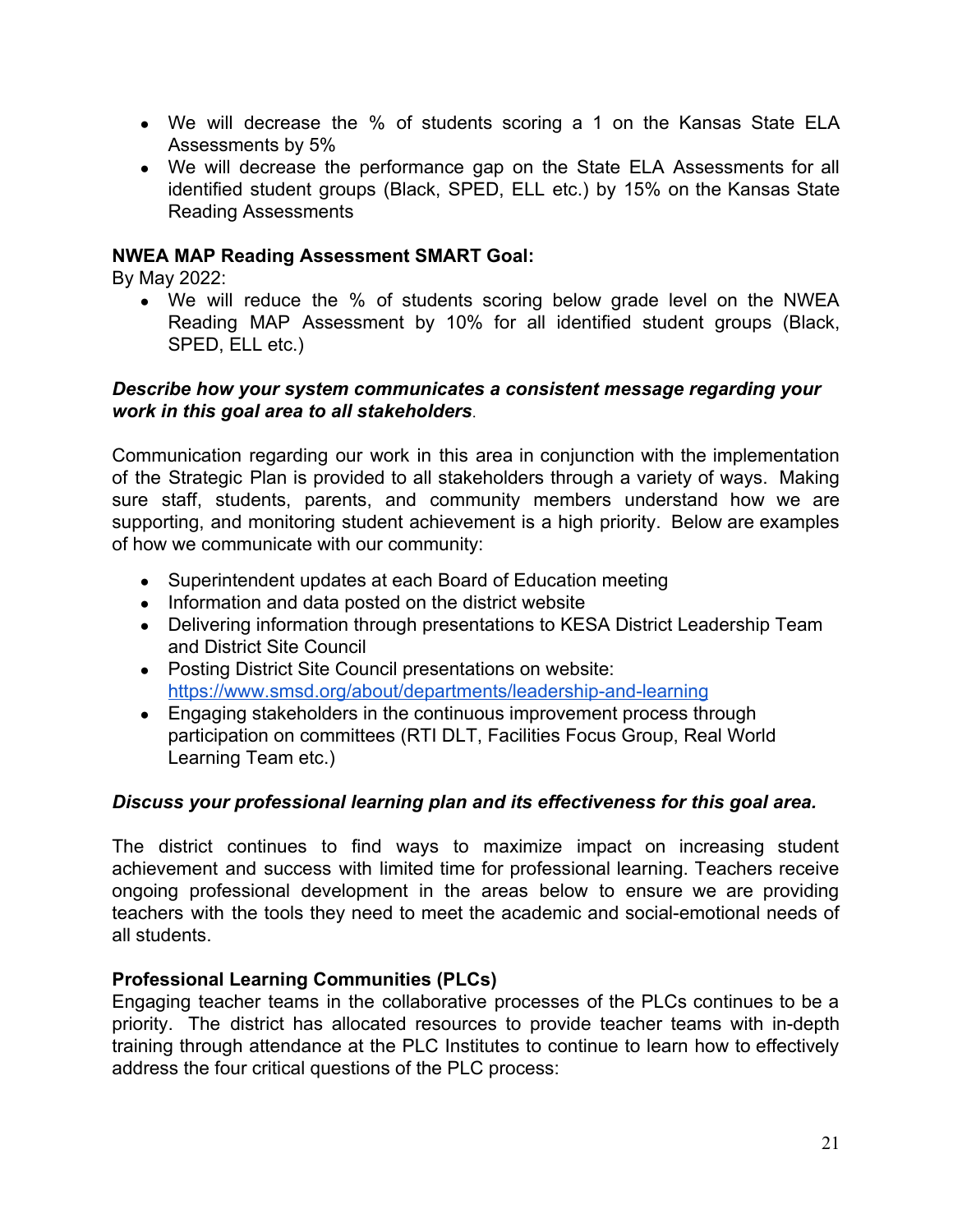- We will decrease the % of students scoring a 1 on the Kansas State ELA Assessments by 5%
- We will decrease the performance gap on the State ELA Assessments for all identified student groups (Black, SPED, ELL etc.) by 15% on the Kansas State Reading Assessments

**NWEA MAP Reading Assessment SMART Goal:**
By May 2022:

- We will reduce the % of students scoring below grade level on the NWEA Reading MAP Assessment by 10% for all identified student groups (Black, SPED, ELL etc.)

***Describe how your system communicates a consistent message regarding your work in this goal area to all stakeholders***.

Communication regarding our work in this area in conjunction with the implementation of the Strategic Plan is provided to all stakeholders through a variety of ways. Making sure staff, students, parents, and community members understand how we are supporting, and monitoring student achievement is a high priority. Below are examples of how we communicate with our community:

- Superintendent updates at each Board of Education meeting
- Information and data posted on the district website
- Delivering information through presentations to KESA District Leadership Team and District Site Council
- Posting District Site Council presentations on website: https://www.smsd.org/about/departments/leadership-and-learning
- Engaging stakeholders in the continuous improvement process through participation on committees (RTI DLT, Facilities Focus Group, Real World Learning Team etc.)

***Discuss your professional learning plan and its effectiveness for this goal area.***

The district continues to find ways to maximize impact on increasing student achievement and success with limited time for professional learning. Teachers receive ongoing professional development in the areas below to ensure we are providing teachers with the tools they need to meet the academic and social-emotional needs of all students.

**Professional Learning Communities (PLCs)**
Engaging teacher teams in the collaborative processes of the PLCs continues to be a priority. The district has allocated resources to provide teacher teams with in-depth training through attendance at the PLC Institutes to continue to learn how to effectively address the four critical questions of the PLC process: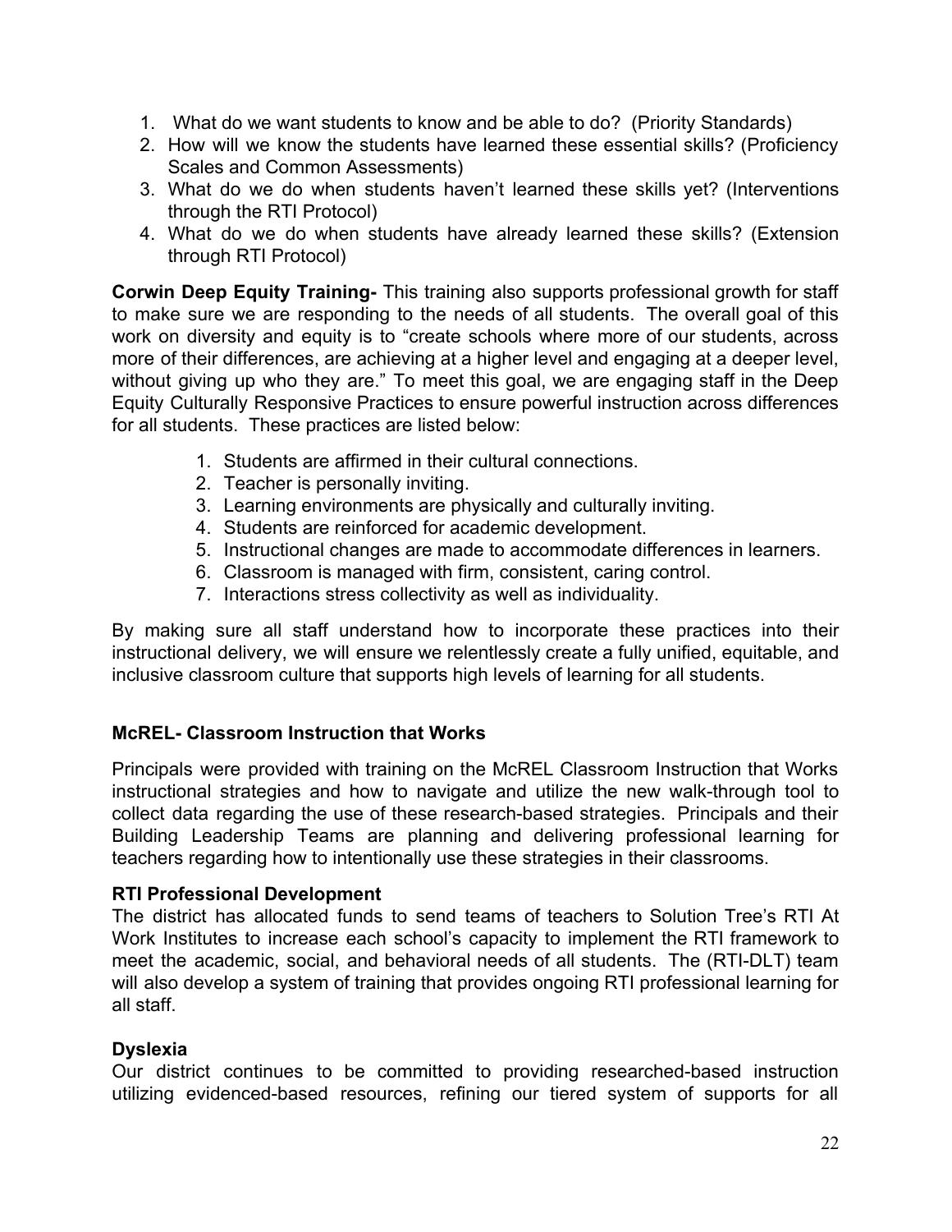1. What do we want students to know and be able to do? (Priority Standards)
2. How will we know the students have learned these essential skills? (Proficiency Scales and Common Assessments)
3. What do we do when students haven't learned these skills yet? (Interventions through the RTI Protocol)
4. What do we do when students have already learned these skills? (Extension through RTI Protocol)

**Corwin Deep Equity Training-** This training also supports professional growth for staff to make sure we are responding to the needs of all students. The overall goal of this work on diversity and equity is to "create schools where more of our students, across more of their differences, are achieving at a higher level and engaging at a deeper level, without giving up who they are." To meet this goal, we are engaging staff in the Deep Equity Culturally Responsive Practices to ensure powerful instruction across differences for all students. These practices are listed below:

1. Students are affirmed in their cultural connections.
2. Teacher is personally inviting.
3. Learning environments are physically and culturally inviting.
4. Students are reinforced for academic development.
5. Instructional changes are made to accommodate differences in learners.
6. Classroom is managed with firm, consistent, caring control.
7. Interactions stress collectivity as well as individuality.

By making sure all staff understand how to incorporate these practices into their instructional delivery, we will ensure we relentlessly create a fully unified, equitable, and inclusive classroom culture that supports high levels of learning for all students.

**McREL- Classroom Instruction that Works**

Principals were provided with training on the McREL Classroom Instruction that Works instructional strategies and how to navigate and utilize the new walk-through tool to collect data regarding the use of these research-based strategies. Principals and their Building Leadership Teams are planning and delivering professional learning for teachers regarding how to intentionally use these strategies in their classrooms.

**RTI Professional Development**

The district has allocated funds to send teams of teachers to Solution Tree's RTI At Work Institutes to increase each school's capacity to implement the RTI framework to meet the academic, social, and behavioral needs of all students. The (RTI-DLT) team will also develop a system of training that provides ongoing RTI professional learning for all staff.

**Dyslexia**

Our district continues to be committed to providing researched-based instruction utilizing evidenced-based resources, refining our tiered system of supports for all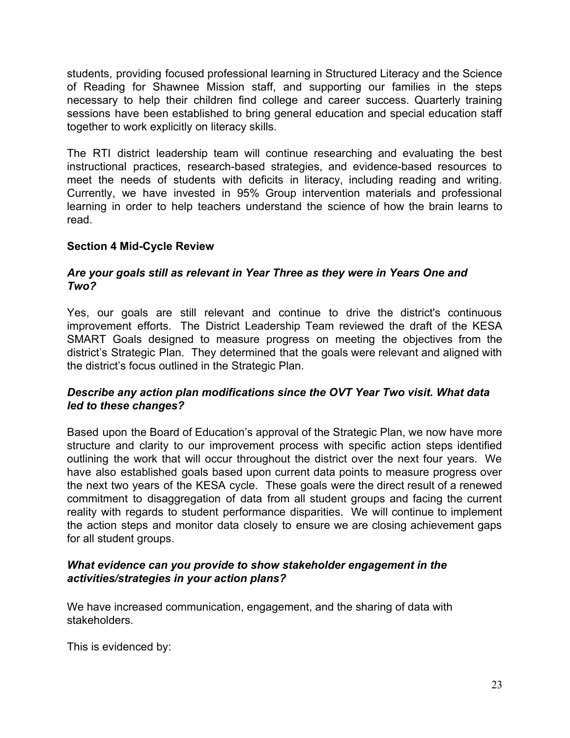students, providing focused professional learning in Structured Literacy and the Science of Reading for Shawnee Mission staff, and supporting our families in the steps necessary to help their children find college and career success. Quarterly training sessions have been established to bring general education and special education staff together to work explicitly on literacy skills.

The RTI district leadership team will continue researching and evaluating the best instructional practices, research-based strategies, and evidence-based resources to meet the needs of students with deficits in literacy, including reading and writing. Currently, we have invested in 95% Group intervention materials and professional learning in order to help teachers understand the science of how the brain learns to read.

**Section 4 Mid-Cycle Review**

***Are your goals still as relevant in Year Three as they were in Years One and Two?***

Yes, our goals are still relevant and continue to drive the district's continuous improvement efforts. The District Leadership Team reviewed the draft of the KESA SMART Goals designed to measure progress on meeting the objectives from the district's Strategic Plan. They determined that the goals were relevant and aligned with the district's focus outlined in the Strategic Plan.

***Describe any action plan modifications since the OVT Year Two visit. What data led to these changes?***

Based upon the Board of Education's approval of the Strategic Plan, we now have more structure and clarity to our improvement process with specific action steps identified outlining the work that will occur throughout the district over the next four years. We have also established goals based upon current data points to measure progress over the next two years of the KESA cycle. These goals were the direct result of a renewed commitment to disaggregation of data from all student groups and facing the current reality with regards to student performance disparities. We will continue to implement the action steps and monitor data closely to ensure we are closing achievement gaps for all student groups.

***What evidence can you provide to show stakeholder engagement in the activities/strategies in your action plans?***

We have increased communication, engagement, and the sharing of data with stakeholders.

This is evidenced by: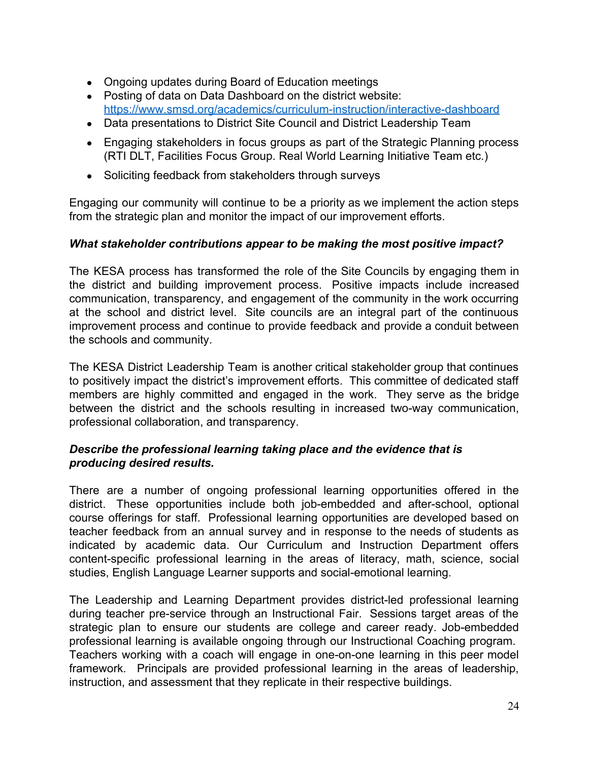- Ongoing updates during Board of Education meetings
- Posting of data on Data Dashboard on the district website: https://www.smsd.org/academics/curriculum-instruction/interactive-dashboard
- Data presentations to District Site Council and District Leadership Team
- Engaging stakeholders in focus groups as part of the Strategic Planning process (RTI DLT, Facilities Focus Group. Real World Learning Initiative Team etc.)
- Soliciting feedback from stakeholders through surveys

Engaging our community will continue to be a priority as we implement the action steps from the strategic plan and monitor the impact of our improvement efforts.

***What stakeholder contributions appear to be making the most positive impact?***

The KESA process has transformed the role of the Site Councils by engaging them in the district and building improvement process. Positive impacts include increased communication, transparency, and engagement of the community in the work occurring at the school and district level. Site councils are an integral part of the continuous improvement process and continue to provide feedback and provide a conduit between the schools and community.

The KESA District Leadership Team is another critical stakeholder group that continues to positively impact the district's improvement efforts. This committee of dedicated staff members are highly committed and engaged in the work. They serve as the bridge between the district and the schools resulting in increased two-way communication, professional collaboration, and transparency.

***Describe the professional learning taking place and the evidence that is producing desired results.***

There are a number of ongoing professional learning opportunities offered in the district. These opportunities include both job-embedded and after-school, optional course offerings for staff. Professional learning opportunities are developed based on teacher feedback from an annual survey and in response to the needs of students as indicated by academic data. Our Curriculum and Instruction Department offers content-specific professional learning in the areas of literacy, math, science, social studies, English Language Learner supports and social-emotional learning.

The Leadership and Learning Department provides district-led professional learning during teacher pre-service through an Instructional Fair. Sessions target areas of the strategic plan to ensure our students are college and career ready. Job-embedded professional learning is available ongoing through our Instructional Coaching program. Teachers working with a coach will engage in one-on-one learning in this peer model framework. Principals are provided professional learning in the areas of leadership, instruction, and assessment that they replicate in their respective buildings.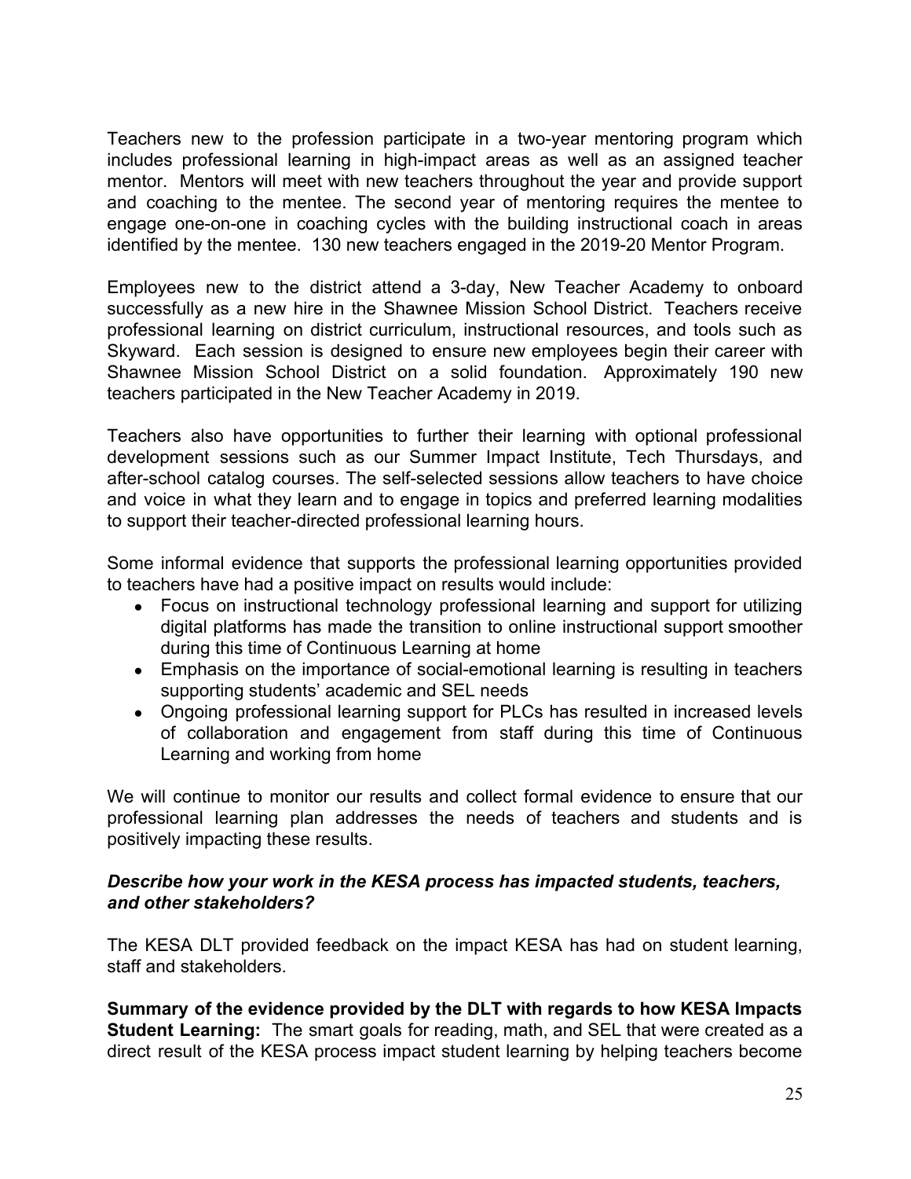Teachers new to the profession participate in a two-year mentoring program which includes professional learning in high-impact areas as well as an assigned teacher mentor. Mentors will meet with new teachers throughout the year and provide support and coaching to the mentee. The second year of mentoring requires the mentee to engage one-on-one in coaching cycles with the building instructional coach in areas identified by the mentee. 130 new teachers engaged in the 2019-20 Mentor Program.

Employees new to the district attend a 3-day, New Teacher Academy to onboard successfully as a new hire in the Shawnee Mission School District. Teachers receive professional learning on district curriculum, instructional resources, and tools such as Skyward. Each session is designed to ensure new employees begin their career with Shawnee Mission School District on a solid foundation. Approximately 190 new teachers participated in the New Teacher Academy in 2019.

Teachers also have opportunities to further their learning with optional professional development sessions such as our Summer Impact Institute, Tech Thursdays, and after-school catalog courses. The self-selected sessions allow teachers to have choice and voice in what they learn and to engage in topics and preferred learning modalities to support their teacher-directed professional learning hours.

Some informal evidence that supports the professional learning opportunities provided to teachers have had a positive impact on results would include:

- Focus on instructional technology professional learning and support for utilizing digital platforms has made the transition to online instructional support smoother during this time of Continuous Learning at home
- Emphasis on the importance of social-emotional learning is resulting in teachers supporting students' academic and SEL needs
- Ongoing professional learning support for PLCs has resulted in increased levels of collaboration and engagement from staff during this time of Continuous Learning and working from home

We will continue to monitor our results and collect formal evidence to ensure that our professional learning plan addresses the needs of teachers and students and is positively impacting these results.

***Describe how your work in the KESA process has impacted students, teachers, and other stakeholders?***

The KESA DLT provided feedback on the impact KESA has had on student learning, staff and stakeholders.

**Summary of the evidence provided by the DLT with regards to how KESA Impacts Student Learning:** The smart goals for reading, math, and SEL that were created as a direct result of the KESA process impact student learning by helping teachers become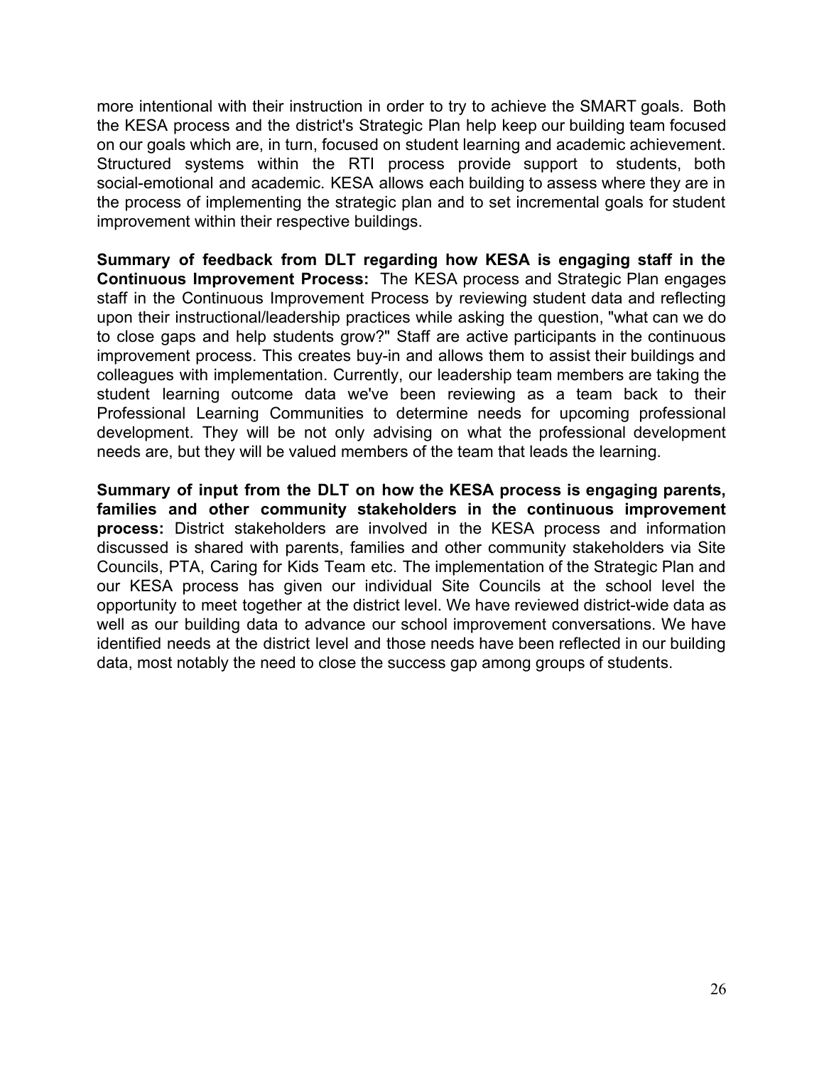more intentional with their instruction in order to try to achieve the SMART goals. Both the KESA process and the district's Strategic Plan help keep our building team focused on our goals which are, in turn, focused on student learning and academic achievement. Structured systems within the RTI process provide support to students, both social-emotional and academic. KESA allows each building to assess where they are in the process of implementing the strategic plan and to set incremental goals for student improvement within their respective buildings.

**Summary of feedback from DLT regarding how KESA is engaging staff in the Continuous Improvement Process:** The KESA process and Strategic Plan engages staff in the Continuous Improvement Process by reviewing student data and reflecting upon their instructional/leadership practices while asking the question, "what can we do to close gaps and help students grow?" Staff are active participants in the continuous improvement process. This creates buy-in and allows them to assist their buildings and colleagues with implementation. Currently, our leadership team members are taking the student learning outcome data we've been reviewing as a team back to their Professional Learning Communities to determine needs for upcoming professional development. They will be not only advising on what the professional development needs are, but they will be valued members of the team that leads the learning.

**Summary of input from the DLT on how the KESA process is engaging parents, families and other community stakeholders in the continuous improvement process:** District stakeholders are involved in the KESA process and information discussed is shared with parents, families and other community stakeholders via Site Councils, PTA, Caring for Kids Team etc. The implementation of the Strategic Plan and our KESA process has given our individual Site Councils at the school level the opportunity to meet together at the district level. We have reviewed district-wide data as well as our building data to advance our school improvement conversations. We have identified needs at the district level and those needs have been reflected in our building data, most notably the need to close the success gap among groups of students.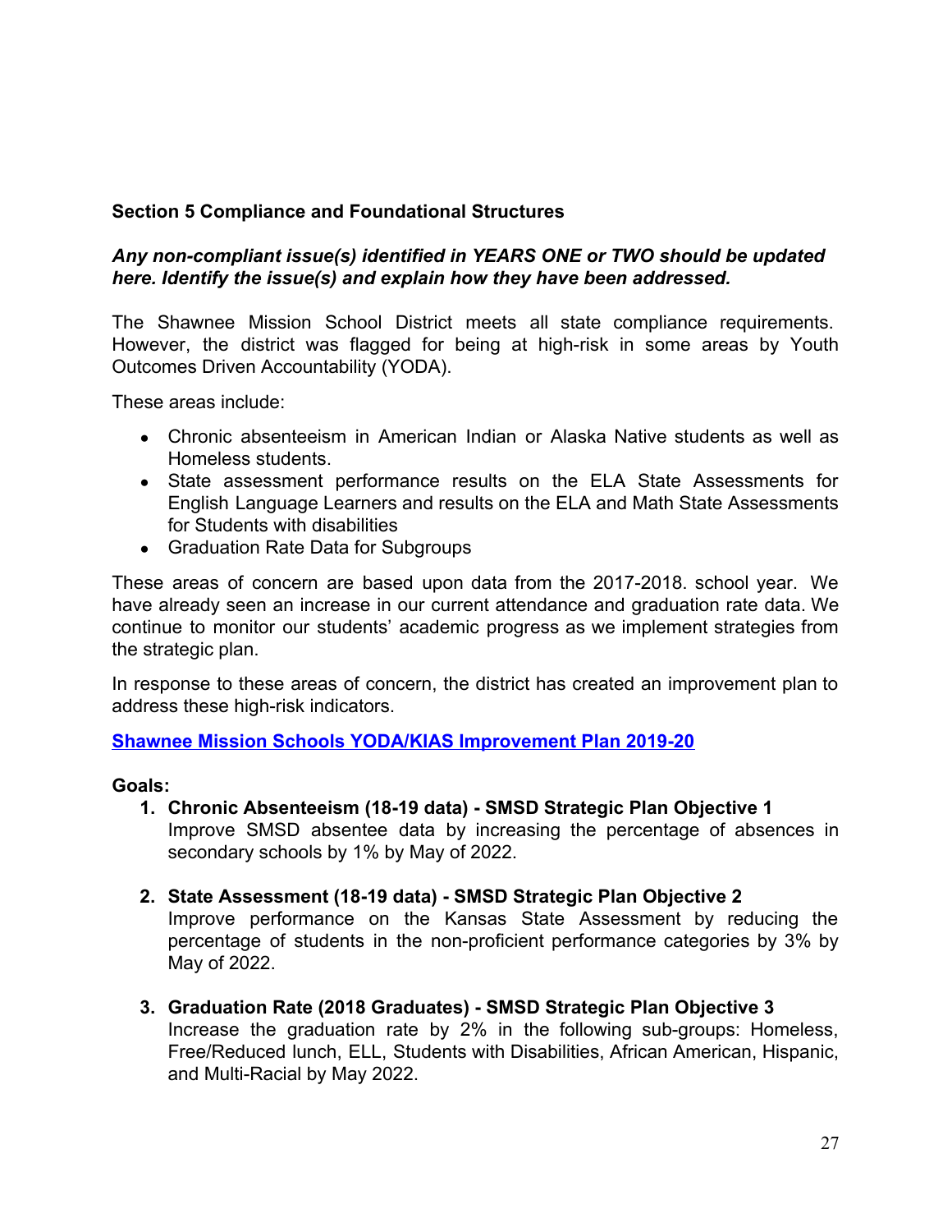**Section 5 Compliance and Foundational Structures**

***Any non-compliant issue(s) identified in YEARS ONE or TWO should be updated here. Identify the issue(s) and explain how they have been addressed.***

The Shawnee Mission School District meets all state compliance requirements. However, the district was flagged for being at high-risk in some areas by Youth Outcomes Driven Accountability (YODA).

These areas include:

- Chronic absenteeism in American Indian or Alaska Native students as well as Homeless students.
- State assessment performance results on the ELA State Assessments for English Language Learners and results on the ELA and Math State Assessments for Students with disabilities
- Graduation Rate Data for Subgroups

These areas of concern are based upon data from the 2017-2018. school year. We have already seen an increase in our current attendance and graduation rate data. We continue to monitor our students' academic progress as we implement strategies from the strategic plan.

In response to these areas of concern, the district has created an improvement plan to address these high-risk indicators.

**Shawnee Mission Schools YODA/KIAS Improvement Plan 2019-20**

**Goals:**

1. **Chronic Absenteeism (18-19 data) - SMSD Strategic Plan Objective 1**
   Improve SMSD absentee data by increasing the percentage of absences in secondary schools by 1% by May of 2022.

2. **State Assessment (18-19 data) - SMSD Strategic Plan Objective 2**
   Improve performance on the Kansas State Assessment by reducing the percentage of students in the non-proficient performance categories by 3% by May of 2022.

3. **Graduation Rate (2018 Graduates) - SMSD Strategic Plan Objective 3**
   Increase the graduation rate by 2% in the following sub-groups: Homeless, Free/Reduced lunch, ELL, Students with Disabilities, African American, Hispanic, and Multi-Racial by May 2022.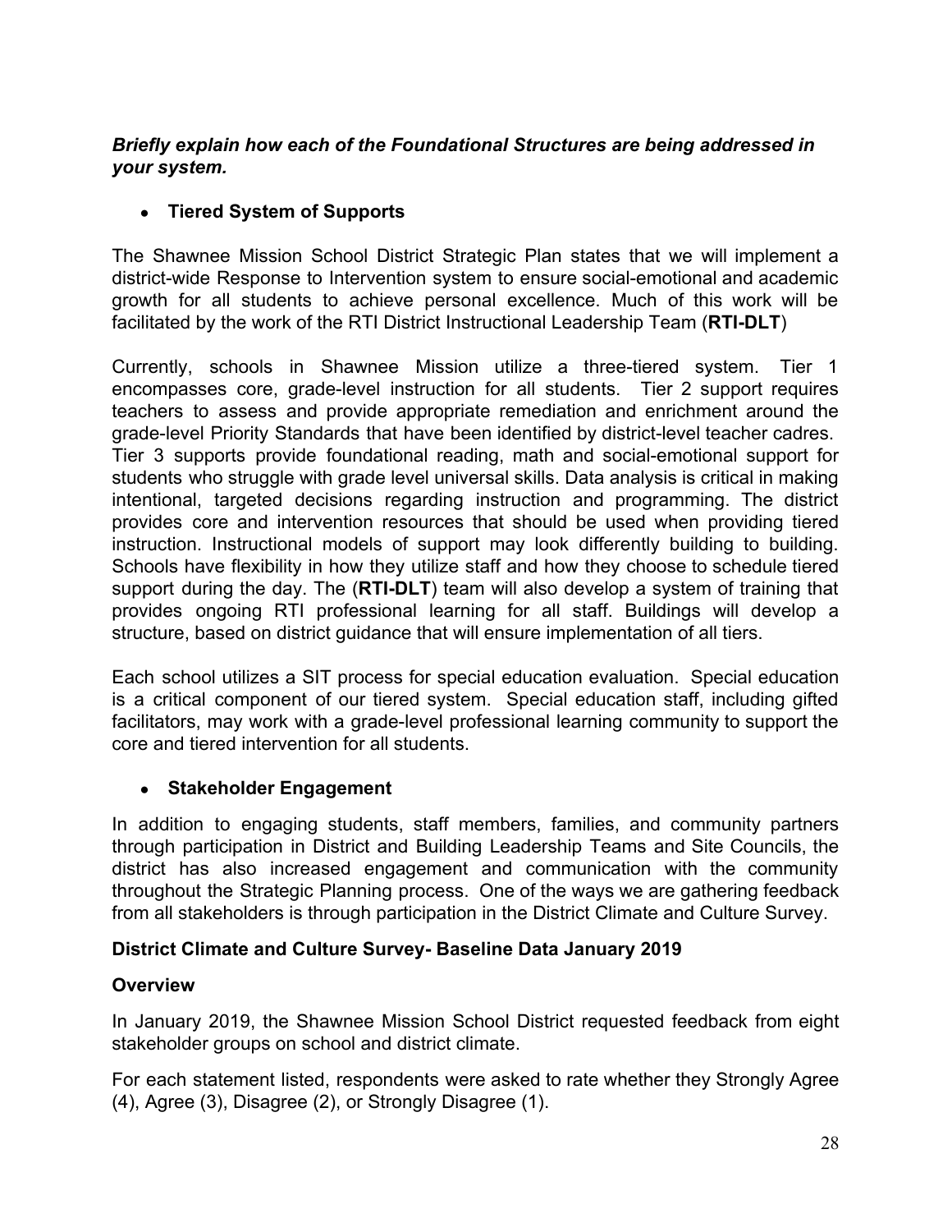***Briefly explain how each of the Foundational Structures are being addressed in your system.***

- **Tiered System of Supports**

The Shawnee Mission School District Strategic Plan states that we will implement a district-wide Response to Intervention system to ensure social-emotional and academic growth for all students to achieve personal excellence. Much of this work will be facilitated by the work of the RTI District Instructional Leadership Team (**RTI-DLT**)

Currently, schools in Shawnee Mission utilize a three-tiered system. Tier 1 encompasses core, grade-level instruction for all students. Tier 2 support requires teachers to assess and provide appropriate remediation and enrichment around the grade-level Priority Standards that have been identified by district-level teacher cadres. Tier 3 supports provide foundational reading, math and social-emotional support for students who struggle with grade level universal skills. Data analysis is critical in making intentional, targeted decisions regarding instruction and programming. The district provides core and intervention resources that should be used when providing tiered instruction. Instructional models of support may look differently building to building. Schools have flexibility in how they utilize staff and how they choose to schedule tiered support during the day. The (**RTI-DLT**) team will also develop a system of training that provides ongoing RTI professional learning for all staff. Buildings will develop a structure, based on district guidance that will ensure implementation of all tiers.

Each school utilizes a SIT process for special education evaluation. Special education is a critical component of our tiered system. Special education staff, including gifted facilitators, may work with a grade-level professional learning community to support the core and tiered intervention for all students.

- **Stakeholder Engagement**

In addition to engaging students, staff members, families, and community partners through participation in District and Building Leadership Teams and Site Councils, the district has also increased engagement and communication with the community throughout the Strategic Planning process. One of the ways we are gathering feedback from all stakeholders is through participation in the District Climate and Culture Survey.

**District Climate and Culture Survey- Baseline Data January 2019**

**Overview**

In January 2019, the Shawnee Mission School District requested feedback from eight stakeholder groups on school and district climate.

For each statement listed, respondents were asked to rate whether they Strongly Agree (4), Agree (3), Disagree (2), or Strongly Disagree (1).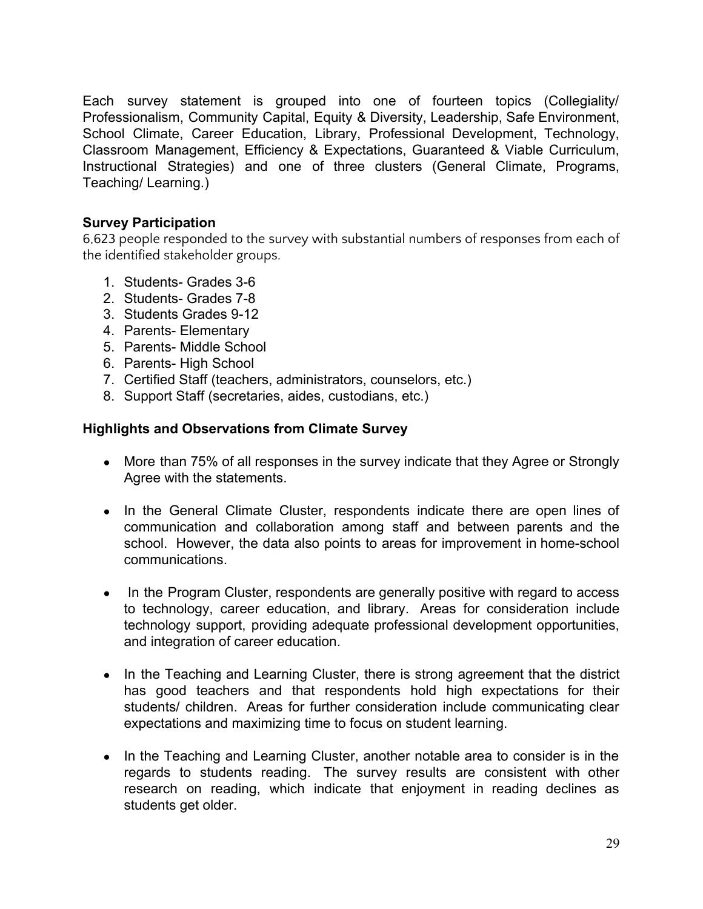Each survey statement is grouped into one of fourteen topics (Collegiality/ Professionalism, Community Capital, Equity & Diversity, Leadership, Safe Environment, School Climate, Career Education, Library, Professional Development, Technology, Classroom Management, Efficiency & Expectations, Guaranteed & Viable Curriculum, Instructional Strategies) and one of three clusters (General Climate, Programs, Teaching/ Learning.)

### Survey Participation

6,623 people responded to the survey with substantial numbers of responses from each of the identified stakeholder groups.

1. Students- Grades 3-6
2. Students- Grades 7-8
3. Students Grades 9-12
4. Parents- Elementary
5. Parents- Middle School
6. Parents- High School
7. Certified Staff (teachers, administrators, counselors, etc.)
8. Support Staff (secretaries, aides, custodians, etc.)

### Highlights and Observations from Climate Survey

- More than 75% of all responses in the survey indicate that they Agree or Strongly Agree with the statements.

- In the General Climate Cluster, respondents indicate there are open lines of communication and collaboration among staff and between parents and the school. However, the data also points to areas for improvement in home-school communications.

- In the Program Cluster, respondents are generally positive with regard to access to technology, career education, and library. Areas for consideration include technology support, providing adequate professional development opportunities, and integration of career education.

- In the Teaching and Learning Cluster, there is strong agreement that the district has good teachers and that respondents hold high expectations for their students/ children. Areas for further consideration include communicating clear expectations and maximizing time to focus on student learning.

- In the Teaching and Learning Cluster, another notable area to consider is in the regards to students reading. The survey results are consistent with other research on reading, which indicate that enjoyment in reading declines as students get older.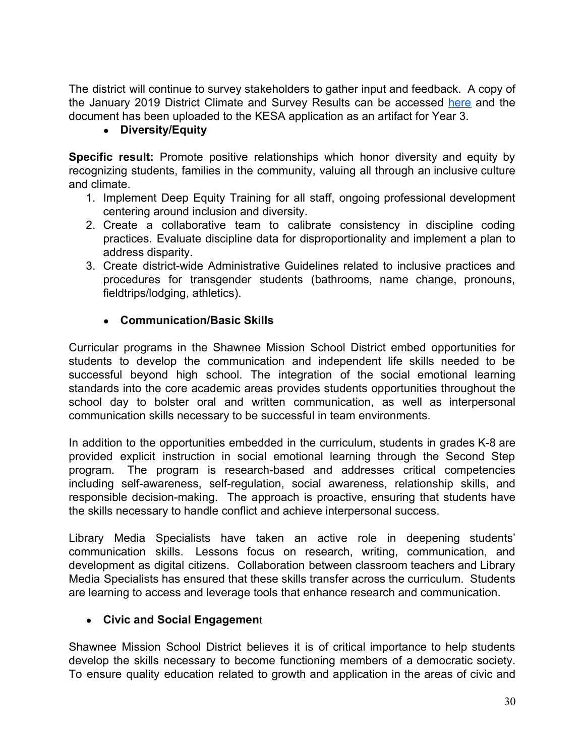The district will continue to survey stakeholders to gather input and feedback. A copy of the January 2019 District Climate and Survey Results can be accessed here and the document has been uploaded to the KESA application as an artifact for Year 3.

- **Diversity/Equity**

**Specific result:** Promote positive relationships which honor diversity and equity by recognizing students, families in the community, valuing all through an inclusive culture and climate.

1. Implement Deep Equity Training for all staff, ongoing professional development centering around inclusion and diversity.
2. Create a collaborative team to calibrate consistency in discipline coding practices. Evaluate discipline data for disproportionality and implement a plan to address disparity.
3. Create district-wide Administrative Guidelines related to inclusive practices and procedures for transgender students (bathrooms, name change, pronouns, fieldtrips/lodging, athletics).

- **Communication/Basic Skills**

Curricular programs in the Shawnee Mission School District embed opportunities for students to develop the communication and independent life skills needed to be successful beyond high school. The integration of the social emotional learning standards into the core academic areas provides students opportunities throughout the school day to bolster oral and written communication, as well as interpersonal communication skills necessary to be successful in team environments.

In addition to the opportunities embedded in the curriculum, students in grades K-8 are provided explicit instruction in social emotional learning through the Second Step program. The program is research-based and addresses critical competencies including self-awareness, self-regulation, social awareness, relationship skills, and responsible decision-making. The approach is proactive, ensuring that students have the skills necessary to handle conflict and achieve interpersonal success.

Library Media Specialists have taken an active role in deepening students' communication skills. Lessons focus on research, writing, communication, and development as digital citizens. Collaboration between classroom teachers and Library Media Specialists has ensured that these skills transfer across the curriculum. Students are learning to access and leverage tools that enhance research and communication.

- **Civic and Social Engagement**

Shawnee Mission School District believes it is of critical importance to help students develop the skills necessary to become functioning members of a democratic society. To ensure quality education related to growth and application in the areas of civic and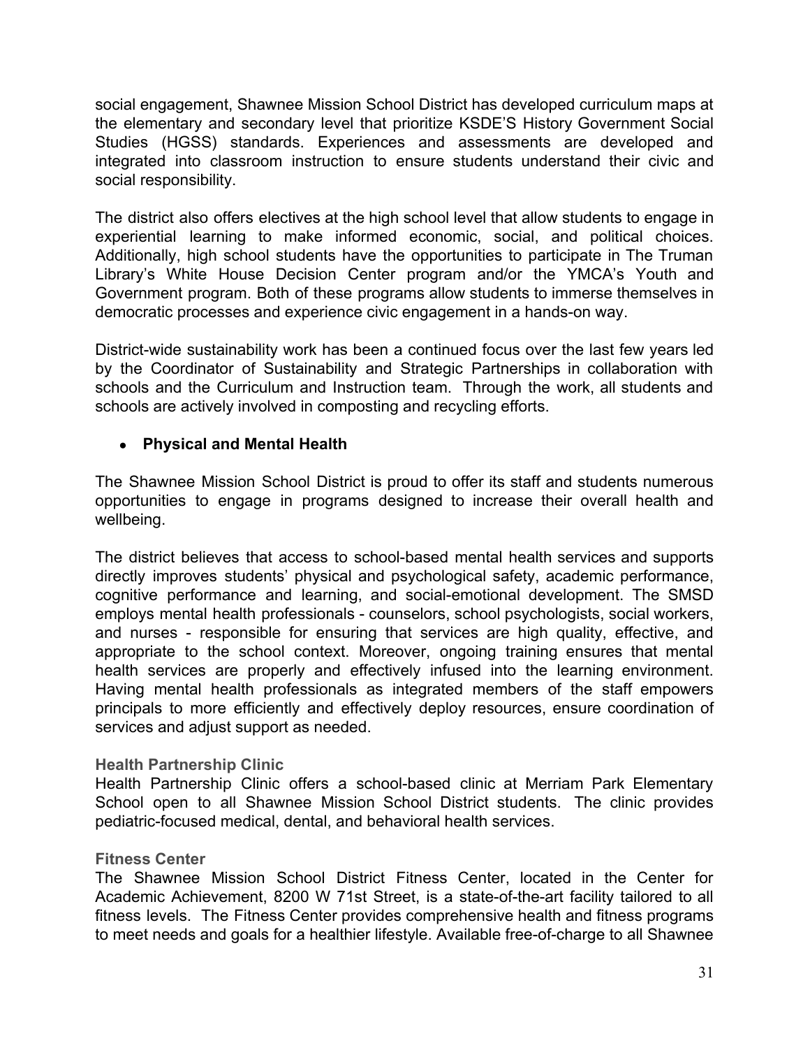social engagement, Shawnee Mission School District has developed curriculum maps at the elementary and secondary level that prioritize KSDE'S History Government Social Studies (HGSS) standards. Experiences and assessments are developed and integrated into classroom instruction to ensure students understand their civic and social responsibility.

The district also offers electives at the high school level that allow students to engage in experiential learning to make informed economic, social, and political choices. Additionally, high school students have the opportunities to participate in The Truman Library's White House Decision Center program and/or the YMCA's Youth and Government program. Both of these programs allow students to immerse themselves in democratic processes and experience civic engagement in a hands-on way.

District-wide sustainability work has been a continued focus over the last few years led by the Coordinator of Sustainability and Strategic Partnerships in collaboration with schools and the Curriculum and Instruction team. Through the work, all students and schools are actively involved in composting and recycling efforts.

- **Physical and Mental Health**

The Shawnee Mission School District is proud to offer its staff and students numerous opportunities to engage in programs designed to increase their overall health and wellbeing.

The district believes that access to school-based mental health services and supports directly improves students' physical and psychological safety, academic performance, cognitive performance and learning, and social-emotional development. The SMSD employs mental health professionals - counselors, school psychologists, social workers, and nurses - responsible for ensuring that services are high quality, effective, and appropriate to the school context. Moreover, ongoing training ensures that mental health services are properly and effectively infused into the learning environment. Having mental health professionals as integrated members of the staff empowers principals to more efficiently and effectively deploy resources, ensure coordination of services and adjust support as needed.

**Health Partnership Clinic**

Health Partnership Clinic offers a school-based clinic at Merriam Park Elementary School open to all Shawnee Mission School District students. The clinic provides pediatric-focused medical, dental, and behavioral health services.

**Fitness Center**

The Shawnee Mission School District Fitness Center, located in the Center for Academic Achievement, 8200 W 71st Street, is a state-of-the-art facility tailored to all fitness levels. The Fitness Center provides comprehensive health and fitness programs to meet needs and goals for a healthier lifestyle. Available free-of-charge to all Shawnee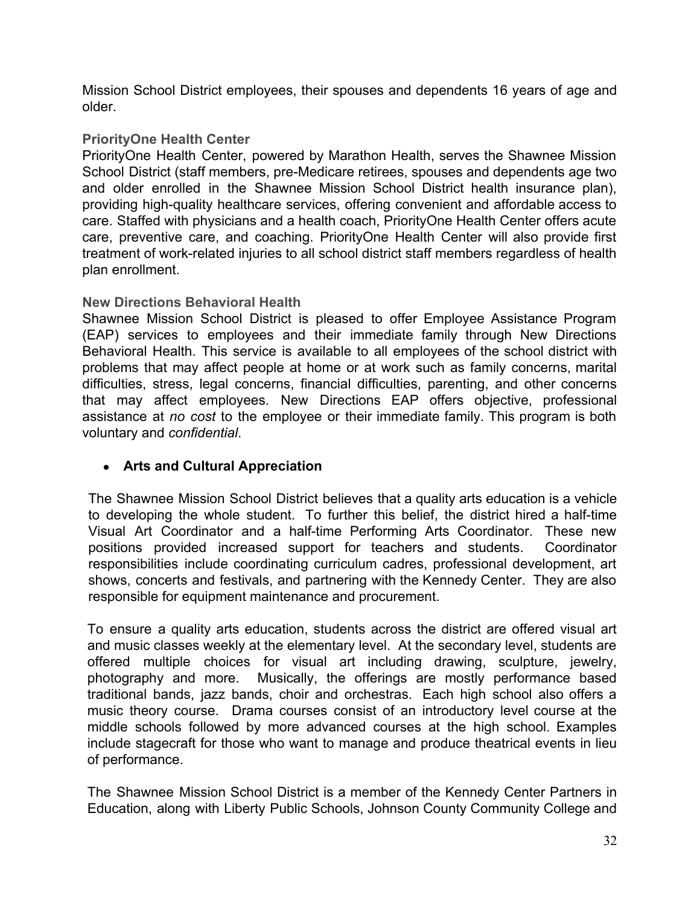Mission School District employees, their spouses and dependents 16 years of age and older.

### PriorityOne Health Center

PriorityOne Health Center, powered by Marathon Health, serves the Shawnee Mission School District (staff members, pre-Medicare retirees, spouses and dependents age two and older enrolled in the Shawnee Mission School District health insurance plan), providing high-quality healthcare services, offering convenient and affordable access to care. Staffed with physicians and a health coach, PriorityOne Health Center offers acute care, preventive care, and coaching. PriorityOne Health Center will also provide first treatment of work-related injuries to all school district staff members regardless of health plan enrollment.

### New Directions Behavioral Health

Shawnee Mission School District is pleased to offer Employee Assistance Program (EAP) services to employees and their immediate family through New Directions Behavioral Health. This service is available to all employees of the school district with problems that may affect people at home or at work such as family concerns, marital difficulties, stress, legal concerns, financial difficulties, parenting, and other concerns that may affect employees. New Directions EAP offers objective, professional assistance at *no cost* to the employee or their immediate family. This program is both voluntary and *confidential*.

- **Arts and Cultural Appreciation**

The Shawnee Mission School District believes that a quality arts education is a vehicle to developing the whole student. To further this belief, the district hired a half-time Visual Art Coordinator and a half-time Performing Arts Coordinator. These new positions provided increased support for teachers and students. Coordinator responsibilities include coordinating curriculum cadres, professional development, art shows, concerts and festivals, and partnering with the Kennedy Center. They are also responsible for equipment maintenance and procurement.

To ensure a quality arts education, students across the district are offered visual art and music classes weekly at the elementary level. At the secondary level, students are offered multiple choices for visual art including drawing, sculpture, jewelry, photography and more. Musically, the offerings are mostly performance based traditional bands, jazz bands, choir and orchestras. Each high school also offers a music theory course. Drama courses consist of an introductory level course at the middle schools followed by more advanced courses at the high school. Examples include stagecraft for those who want to manage and produce theatrical events in lieu of performance.

The Shawnee Mission School District is a member of the Kennedy Center Partners in Education, along with Liberty Public Schools, Johnson County Community College and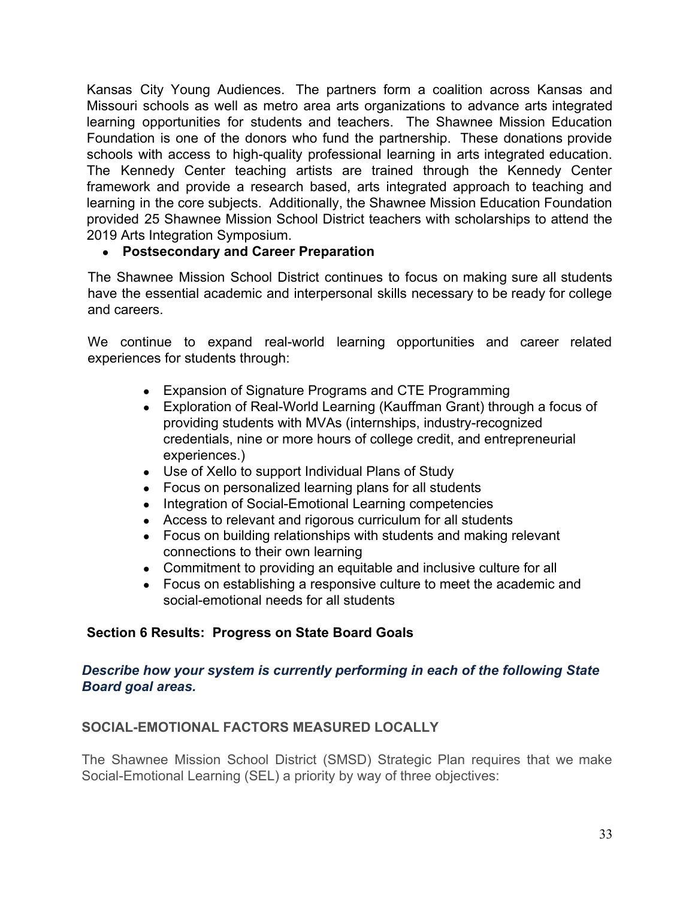Kansas City Young Audiences. The partners form a coalition across Kansas and Missouri schools as well as metro area arts organizations to advance arts integrated learning opportunities for students and teachers. The Shawnee Mission Education Foundation is one of the donors who fund the partnership. These donations provide schools with access to high-quality professional learning in arts integrated education. The Kennedy Center teaching artists are trained through the Kennedy Center framework and provide a research based, arts integrated approach to teaching and learning in the core subjects. Additionally, the Shawnee Mission Education Foundation provided 25 Shawnee Mission School District teachers with scholarships to attend the 2019 Arts Integration Symposium.

- **Postsecondary and Career Preparation**

The Shawnee Mission School District continues to focus on making sure all students have the essential academic and interpersonal skills necessary to be ready for college and careers.

We continue to expand real-world learning opportunities and career related experiences for students through:

- Expansion of Signature Programs and CTE Programming
- Exploration of Real-World Learning (Kauffman Grant) through a focus of providing students with MVAs (internships, industry-recognized credentials, nine or more hours of college credit, and entrepreneurial experiences.)
- Use of Xello to support Individual Plans of Study
- Focus on personalized learning plans for all students
- Integration of Social-Emotional Learning competencies
- Access to relevant and rigorous curriculum for all students
- Focus on building relationships with students and making relevant connections to their own learning
- Commitment to providing an equitable and inclusive culture for all
- Focus on establishing a responsive culture to meet the academic and social-emotional needs for all students

## Section 6 Results: Progress on State Board Goals

***Describe how your system is currently performing in each of the following State Board goal areas.***

### SOCIAL-EMOTIONAL FACTORS MEASURED LOCALLY

The Shawnee Mission School District (SMSD) Strategic Plan requires that we make Social-Emotional Learning (SEL) a priority by way of three objectives: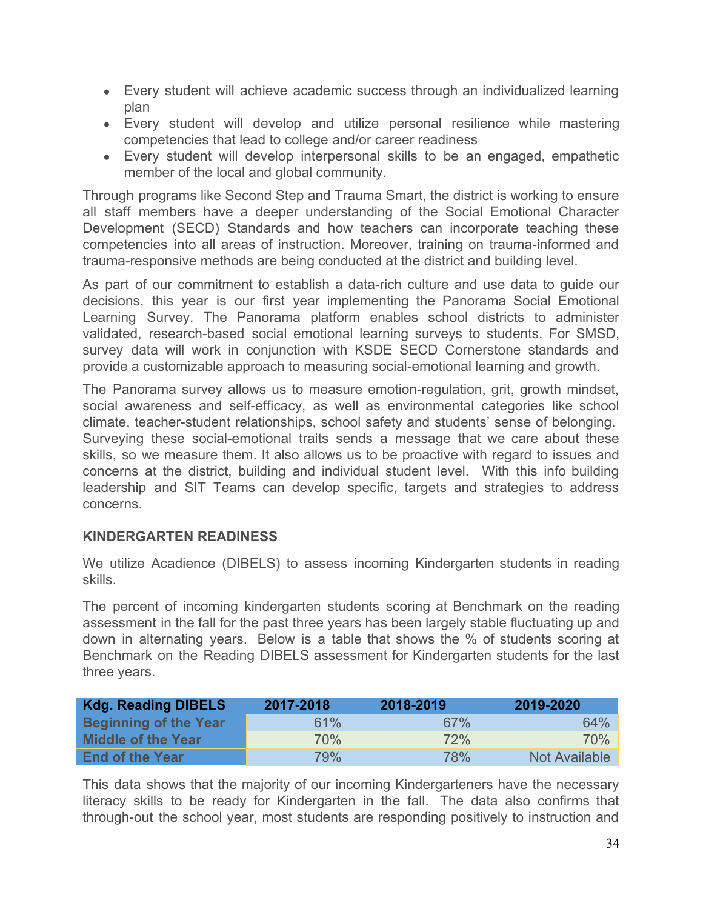- Every student will achieve academic success through an individualized learning plan
- Every student will develop and utilize personal resilience while mastering competencies that lead to college and/or career readiness
- Every student will develop interpersonal skills to be an engaged, empathetic member of the local and global community.

Through programs like Second Step and Trauma Smart, the district is working to ensure all staff members have a deeper understanding of the Social Emotional Character Development (SECD) Standards and how teachers can incorporate teaching these competencies into all areas of instruction. Moreover, training on trauma-informed and trauma-responsive methods are being conducted at the district and building level.

As part of our commitment to establish a data-rich culture and use data to guide our decisions, this year is our first year implementing the Panorama Social Emotional Learning Survey. The Panorama platform enables school districts to administer validated, research-based social emotional learning surveys to students. For SMSD, survey data will work in conjunction with KSDE SECD Cornerstone standards and provide a customizable approach to measuring social-emotional learning and growth.

The Panorama survey allows us to measure emotion-regulation, grit, growth mindset, social awareness and self-efficacy, as well as environmental categories like school climate, teacher-student relationships, school safety and students' sense of belonging. Surveying these social-emotional traits sends a message that we care about these skills, so we measure them. It also allows us to be proactive with regard to issues and concerns at the district, building and individual student level. With this info building leadership and SIT Teams can develop specific, targets and strategies to address concerns.

**KINDERGARTEN READINESS**

We utilize Acadience (DIBELS) to assess incoming Kindergarten students in reading skills.

The percent of incoming kindergarten students scoring at Benchmark on the reading assessment in the fall for the past three years has been largely stable fluctuating up and down in alternating years. Below is a table that shows the % of students scoring at Benchmark on the Reading DIBELS assessment for Kindergarten students for the last three years.

| Kdg. Reading DIBELS | 2017-2018 | 2018-2019 | 2019-2020 |
|---|---|---|---|
| Beginning of the Year | 61% | 67% | 64% |
| Middle of the Year | 70% | 72% | 70% |
| End of the Year | 79% | 78% | Not Available |

This data shows that the majority of our incoming Kindergarteners have the necessary literacy skills to be ready for Kindergarten in the fall. The data also confirms that through-out the school year, most students are responding positively to instruction and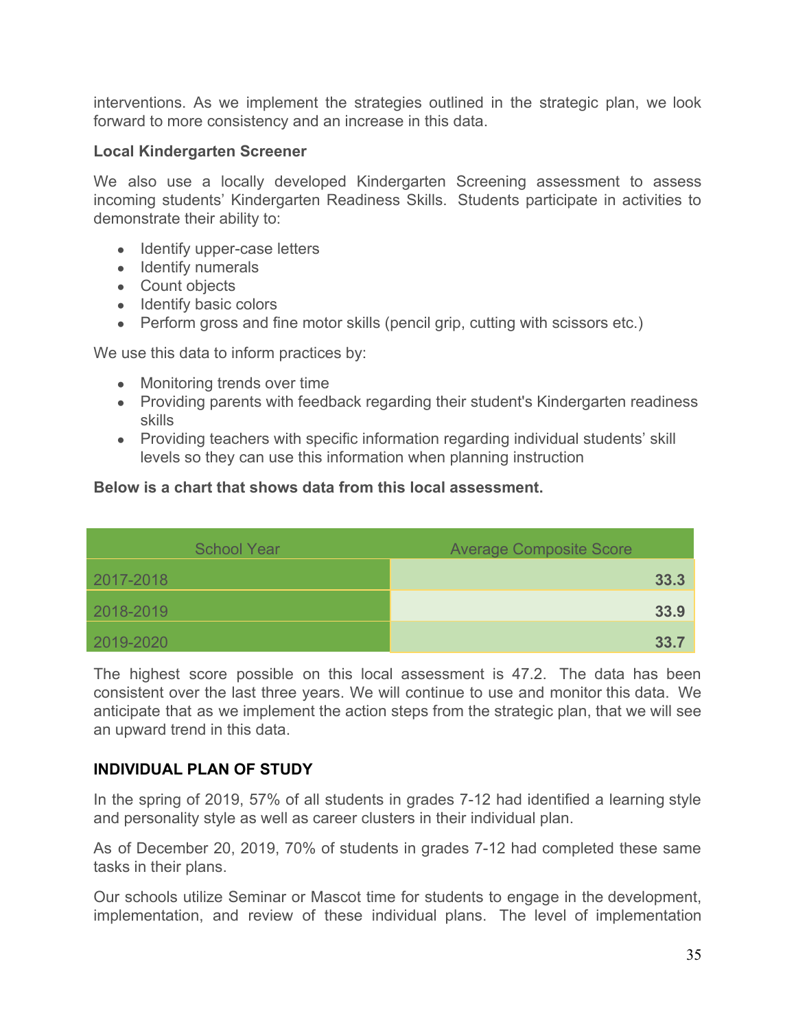interventions. As we implement the strategies outlined in the strategic plan, we look forward to more consistency and an increase in this data.

**Local Kindergarten Screener**

We also use a locally developed Kindergarten Screening assessment to assess incoming students' Kindergarten Readiness Skills. Students participate in activities to demonstrate their ability to:

- Identify upper-case letters
- Identify numerals
- Count objects
- Identify basic colors
- Perform gross and fine motor skills (pencil grip, cutting with scissors etc.)

We use this data to inform practices by:

- Monitoring trends over time
- Providing parents with feedback regarding their student's Kindergarten readiness skills
- Providing teachers with specific information regarding individual students' skill levels so they can use this information when planning instruction

**Below is a chart that shows data from this local assessment.**

| School Year | Average Composite Score |
|---|---|
| 2017-2018 | **33.3** |
| 2018-2019 | **33.9** |
| 2019-2020 | **33.7** |

The highest score possible on this local assessment is 47.2. The data has been consistent over the last three years. We will continue to use and monitor this data. We anticipate that as we implement the action steps from the strategic plan, that we will see an upward trend in this data.

**INDIVIDUAL PLAN OF STUDY**

In the spring of 2019, 57% of all students in grades 7-12 had identified a learning style and personality style as well as career clusters in their individual plan.

As of December 20, 2019, 70% of students in grades 7-12 had completed these same tasks in their plans.

Our schools utilize Seminar or Mascot time for students to engage in the development, implementation, and review of these individual plans. The level of implementation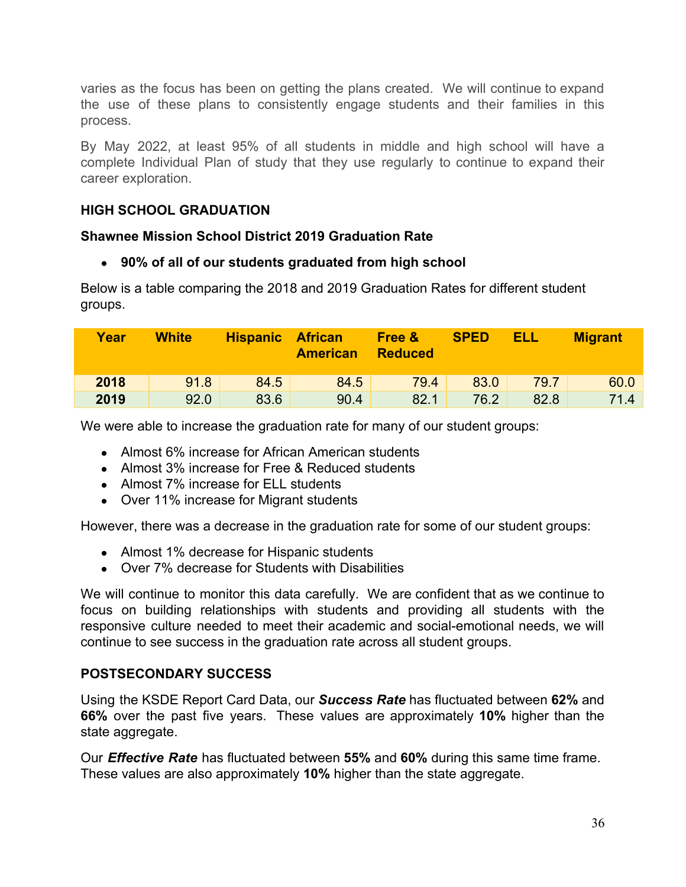varies as the focus has been on getting the plans created. We will continue to expand the use of these plans to consistently engage students and their families in this process.

By May 2022, at least 95% of all students in middle and high school will have a complete Individual Plan of study that they use regularly to continue to expand their career exploration.

## HIGH SCHOOL GRADUATION

### Shawnee Mission School District 2019 Graduation Rate

- **90% of all of our students graduated from high school**

Below is a table comparing the 2018 and 2019 Graduation Rates for different student groups.

| Year | White | Hispanic | African American | Free & Reduced | SPED | ELL | Migrant |
|---|---|---|---|---|---|---|---|
| **2018** | 91.8 | 84.5 | 84.5 | 79.4 | 83.0 | 79.7 | 60.0 |
| **2019** | 92.0 | 83.6 | 90.4 | 82.1 | 76.2 | 82.8 | 71.4 |

We were able to increase the graduation rate for many of our student groups:

- Almost 6% increase for African American students
- Almost 3% increase for Free & Reduced students
- Almost 7% increase for ELL students
- Over 11% increase for Migrant students

However, there was a decrease in the graduation rate for some of our student groups:

- Almost 1% decrease for Hispanic students
- Over 7% decrease for Students with Disabilities

We will continue to monitor this data carefully. We are confident that as we continue to focus on building relationships with students and providing all students with the responsive culture needed to meet their academic and social-emotional needs, we will continue to see success in the graduation rate across all student groups.

## POSTSECONDARY SUCCESS

Using the KSDE Report Card Data, our ***Success Rate*** has fluctuated between **62%** and **66%** over the past five years. These values are approximately **10%** higher than the state aggregate.

Our ***Effective Rate*** has fluctuated between **55%** and **60%** during this same time frame. These values are also approximately **10%** higher than the state aggregate.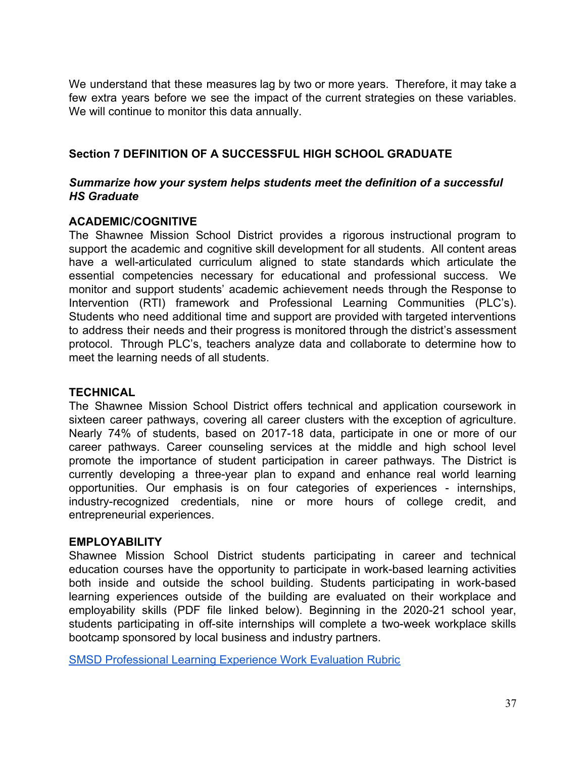We understand that these measures lag by two or more years. Therefore, it may take a few extra years before we see the impact of the current strategies on these variables. We will continue to monitor this data annually.

## Section 7 DEFINITION OF A SUCCESSFUL HIGH SCHOOL GRADUATE

***Summarize how your system helps students meet the definition of a successful HS Graduate***

### ACADEMIC/COGNITIVE

The Shawnee Mission School District provides a rigorous instructional program to support the academic and cognitive skill development for all students. All content areas have a well-articulated curriculum aligned to state standards which articulate the essential competencies necessary for educational and professional success. We monitor and support students' academic achievement needs through the Response to Intervention (RTI) framework and Professional Learning Communities (PLC's). Students who need additional time and support are provided with targeted interventions to address their needs and their progress is monitored through the district's assessment protocol. Through PLC's, teachers analyze data and collaborate to determine how to meet the learning needs of all students.

### TECHNICAL

The Shawnee Mission School District offers technical and application coursework in sixteen career pathways, covering all career clusters with the exception of agriculture. Nearly 74% of students, based on 2017-18 data, participate in one or more of our career pathways. Career counseling services at the middle and high school level promote the importance of student participation in career pathways. The District is currently developing a three-year plan to expand and enhance real world learning opportunities. Our emphasis is on four categories of experiences - internships, industry-recognized credentials, nine or more hours of college credit, and entrepreneurial experiences.

### EMPLOYABILITY

Shawnee Mission School District students participating in career and technical education courses have the opportunity to participate in work-based learning activities both inside and outside the school building. Students participating in work-based learning experiences outside of the building are evaluated on their workplace and employability skills (PDF file linked below). Beginning in the 2020-21 school year, students participating in off-site internships will complete a two-week workplace skills bootcamp sponsored by local business and industry partners.

SMSD Professional Learning Experience Work Evaluation Rubric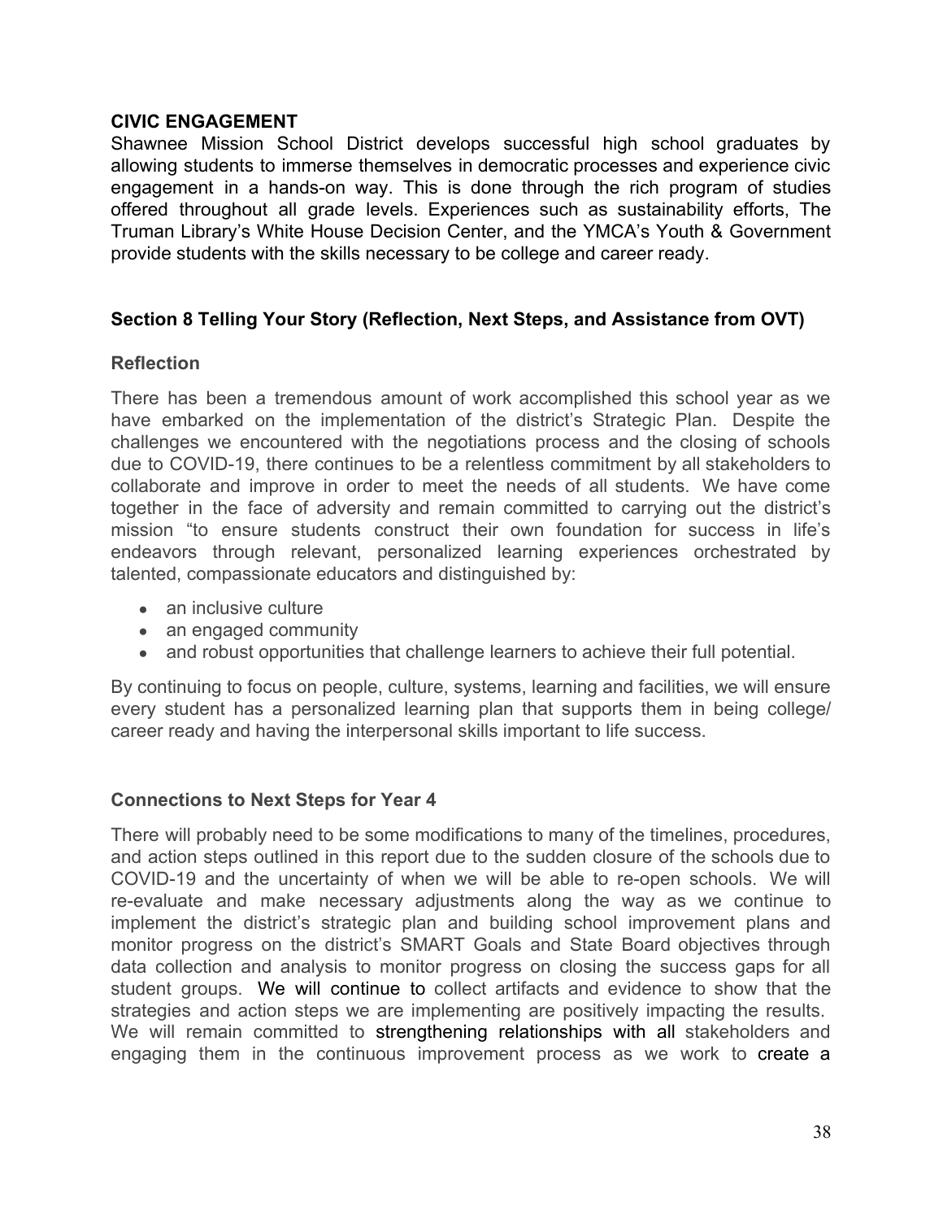### CIVIC ENGAGEMENT

Shawnee Mission School District develops successful high school graduates by allowing students to immerse themselves in democratic processes and experience civic engagement in a hands-on way. This is done through the rich program of studies offered throughout all grade levels. Experiences such as sustainability efforts, The Truman Library's White House Decision Center, and the YMCA's Youth & Government provide students with the skills necessary to be college and career ready.

## Section 8 Telling Your Story (Reflection, Next Steps, and Assistance from OVT)

### Reflection

There has been a tremendous amount of work accomplished this school year as we have embarked on the implementation of the district's Strategic Plan. Despite the challenges we encountered with the negotiations process and the closing of schools due to COVID-19, there continues to be a relentless commitment by all stakeholders to collaborate and improve in order to meet the needs of all students. We have come together in the face of adversity and remain committed to carrying out the district's mission "to ensure students construct their own foundation for success in life's endeavors through relevant, personalized learning experiences orchestrated by talented, compassionate educators and distinguished by:

- an inclusive culture
- an engaged community
- and robust opportunities that challenge learners to achieve their full potential.

By continuing to focus on people, culture, systems, learning and facilities, we will ensure every student has a personalized learning plan that supports them in being college/ career ready and having the interpersonal skills important to life success.

### Connections to Next Steps for Year 4

There will probably need to be some modifications to many of the timelines, procedures, and action steps outlined in this report due to the sudden closure of the schools due to COVID-19 and the uncertainty of when we will be able to re-open schools. We will re-evaluate and make necessary adjustments along the way as we continue to implement the district's strategic plan and building school improvement plans and monitor progress on the district's SMART Goals and State Board objectives through data collection and analysis to monitor progress on closing the success gaps for all student groups. We will continue to collect artifacts and evidence to show that the strategies and action steps we are implementing are positively impacting the results. We will remain committed to strengthening relationships with all stakeholders and engaging them in the continuous improvement process as we work to create a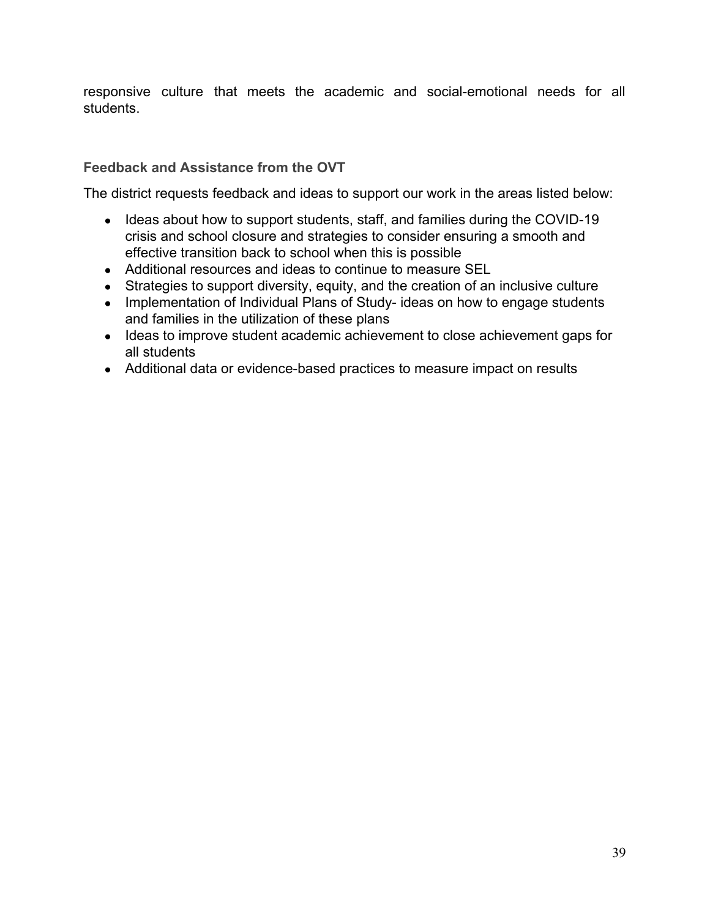responsive culture that meets the academic and social-emotional needs for all students.

### Feedback and Assistance from the OVT

The district requests feedback and ideas to support our work in the areas listed below:

- Ideas about how to support students, staff, and families during the COVID-19 crisis and school closure and strategies to consider ensuring a smooth and effective transition back to school when this is possible
- Additional resources and ideas to continue to measure SEL
- Strategies to support diversity, equity, and the creation of an inclusive culture
- Implementation of Individual Plans of Study- ideas on how to engage students and families in the utilization of these plans
- Ideas to improve student academic achievement to close achievement gaps for all students
- Additional data or evidence-based practices to measure impact on results